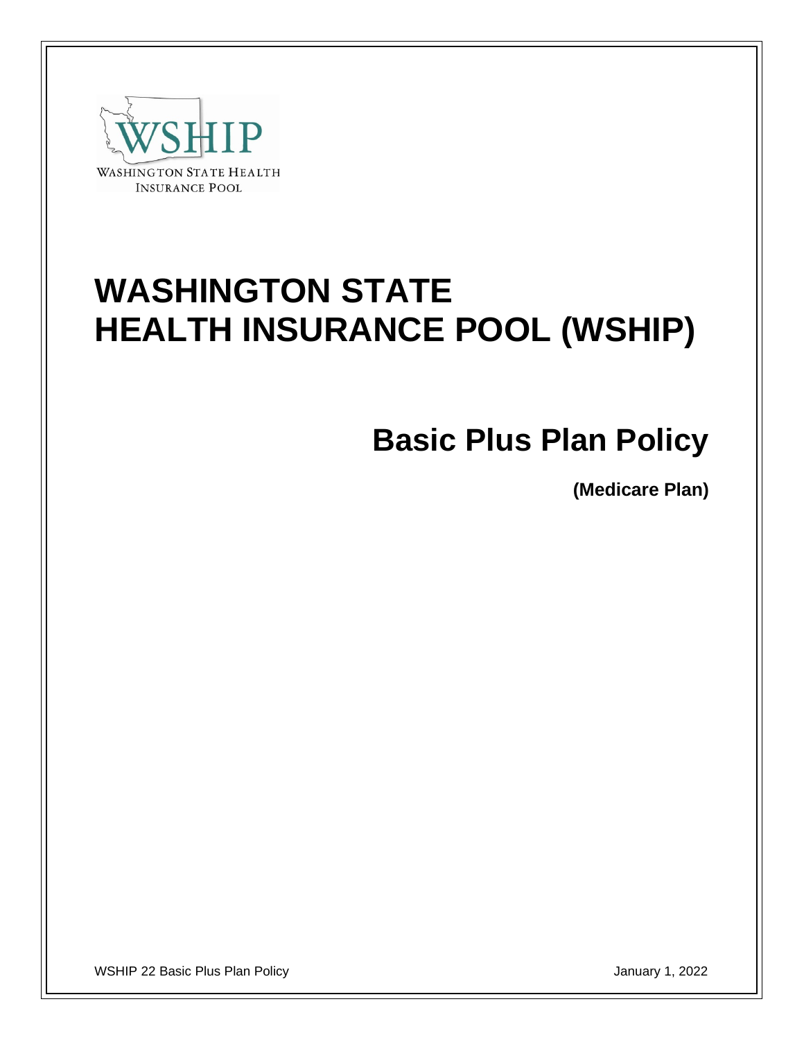WSHIP

WASHINGTON STATE HEALTH INSURANCE POOL

# WASHINGTON STATE HEALTH INSURANCE POOL (WSHIP)

## Basic Plus Plan Policy

**(Medicare Plan)**

WSHIP 22 Basic Plus Plan Policy January 1, 2022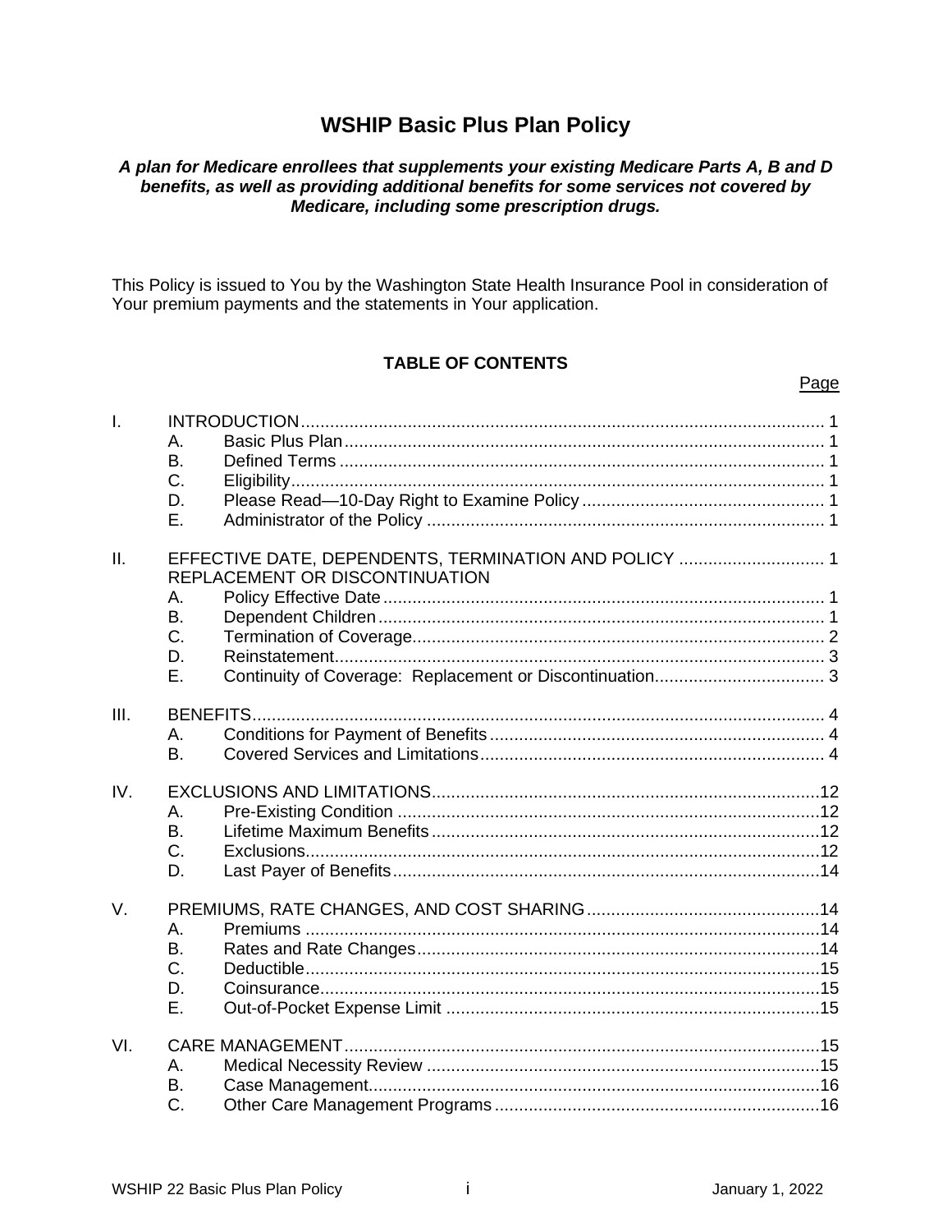# WSHIP Basic Plus Plan Policy

***A plan for Medicare enrollees that supplements your existing Medicare Parts A, B and D benefits, as well as providing additional benefits for some services not covered by Medicare, including some prescription drugs.***

This Policy is issued to You by the Washington State Health Insurance Pool in consideration of Your premium payments and the statements in Your application.

**TABLE OF CONTENTS**

| | | | Page |
|---|---|---|---|
| I. | INTRODUCTION | | 1 |
| | A. | Basic Plus Plan | 1 |
| | B. | Defined Terms | 1 |
| | C. | Eligibility | 1 |
| | D. | Please Read—10-Day Right to Examine Policy | 1 |
| | E. | Administrator of the Policy | 1 |
| II. | EFFECTIVE DATE, DEPENDENTS, TERMINATION AND POLICY REPLACEMENT OR DISCONTINUATION | | 1 |
| | A. | Policy Effective Date | 1 |
| | B. | Dependent Children | 1 |
| | C. | Termination of Coverage | 2 |
| | D. | Reinstatement | 3 |
| | E. | Continuity of Coverage: Replacement or Discontinuation | 3 |
| III. | BENEFITS | | 4 |
| | A. | Conditions for Payment of Benefits | 4 |
| | B. | Covered Services and Limitations | 4 |
| IV. | EXCLUSIONS AND LIMITATIONS | | 12 |
| | A. | Pre-Existing Condition | 12 |
| | B. | Lifetime Maximum Benefits | 12 |
| | C. | Exclusions | 12 |
| | D. | Last Payer of Benefits | 14 |
| V. | PREMIUMS, RATE CHANGES, AND COST SHARING | | 14 |
| | A. | Premiums | 14 |
| | B. | Rates and Rate Changes | 14 |
| | C. | Deductible | 15 |
| | D. | Coinsurance | 15 |
| | E. | Out-of-Pocket Expense Limit | 15 |
| VI. | CARE MANAGEMENT | | 15 |
| | A. | Medical Necessity Review | 15 |
| | B. | Case Management | 16 |
| | C. | Other Care Management Programs | 16 |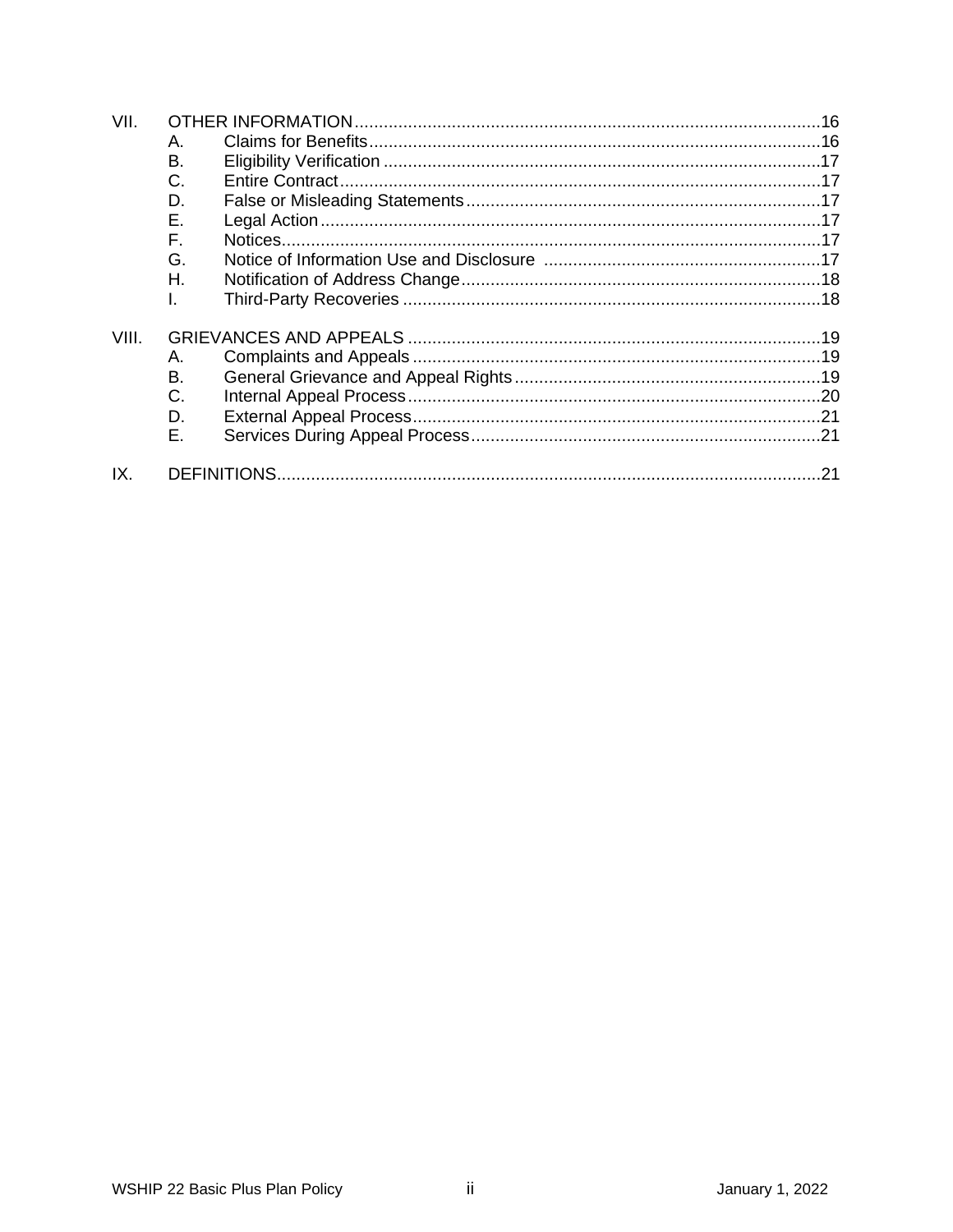VII. OTHER INFORMATION ....16
- A. Claims for Benefits ....16
- B. Eligibility Verification ....17
- C. Entire Contract ....17
- D. False or Misleading Statements ....17
- E. Legal Action ....17
- F. Notices ....17
- G. Notice of Information Use and Disclosure ....17
- H. Notification of Address Change ....18
- I. Third-Party Recoveries ....18

VIII. GRIEVANCES AND APPEALS ....19
- A. Complaints and Appeals ....19
- B. General Grievance and Appeal Rights ....19
- C. Internal Appeal Process ....20
- D. External Appeal Process ....21
- E. Services During Appeal Process ....21

IX. DEFINITIONS ....21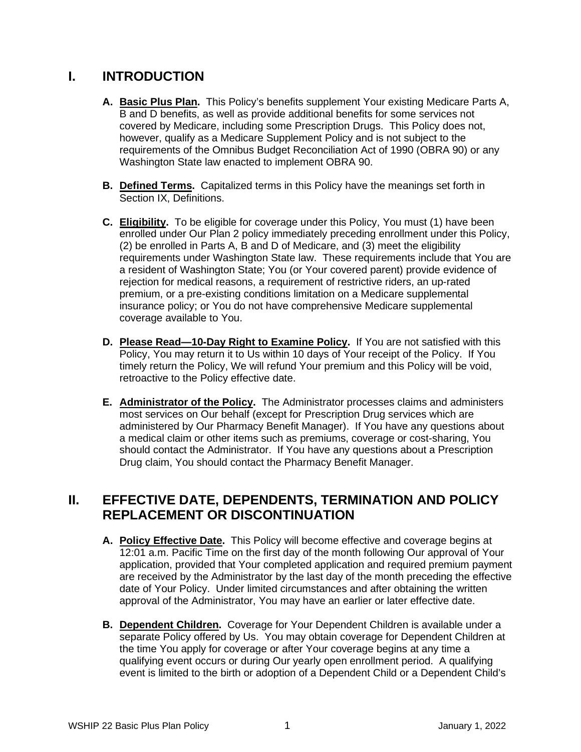## I. INTRODUCTION

**A. Basic Plus Plan.** This Policy's benefits supplement Your existing Medicare Parts A, B and D benefits, as well as provide additional benefits for some services not covered by Medicare, including some Prescription Drugs. This Policy does not, however, qualify as a Medicare Supplement Policy and is not subject to the requirements of the Omnibus Budget Reconciliation Act of 1990 (OBRA 90) or any Washington State law enacted to implement OBRA 90.

**B. Defined Terms.** Capitalized terms in this Policy have the meanings set forth in Section IX, Definitions.

**C. Eligibility.** To be eligible for coverage under this Policy, You must (1) have been enrolled under Our Plan 2 policy immediately preceding enrollment under this Policy, (2) be enrolled in Parts A, B and D of Medicare, and (3) meet the eligibility requirements under Washington State law. These requirements include that You are a resident of Washington State; You (or Your covered parent) provide evidence of rejection for medical reasons, a requirement of restrictive riders, an up-rated premium, or a pre-existing conditions limitation on a Medicare supplemental insurance policy; or You do not have comprehensive Medicare supplemental coverage available to You.

**D. Please Read—10-Day Right to Examine Policy.** If You are not satisfied with this Policy, You may return it to Us within 10 days of Your receipt of the Policy. If You timely return the Policy, We will refund Your premium and this Policy will be void, retroactive to the Policy effective date.

**E. Administrator of the Policy.** The Administrator processes claims and administers most services on Our behalf (except for Prescription Drug services which are administered by Our Pharmacy Benefit Manager). If You have any questions about a medical claim or other items such as premiums, coverage or cost-sharing, You should contact the Administrator. If You have any questions about a Prescription Drug claim, You should contact the Pharmacy Benefit Manager.

## II. EFFECTIVE DATE, DEPENDENTS, TERMINATION AND POLICY REPLACEMENT OR DISCONTINUATION

**A. Policy Effective Date.** This Policy will become effective and coverage begins at 12:01 a.m. Pacific Time on the first day of the month following Our approval of Your application, provided that Your completed application and required premium payment are received by the Administrator by the last day of the month preceding the effective date of Your Policy. Under limited circumstances and after obtaining the written approval of the Administrator, You may have an earlier or later effective date.

**B. Dependent Children.** Coverage for Your Dependent Children is available under a separate Policy offered by Us. You may obtain coverage for Dependent Children at the time You apply for coverage or after Your coverage begins at any time a qualifying event occurs or during Our yearly open enrollment period. A qualifying event is limited to the birth or adoption of a Dependent Child or a Dependent Child's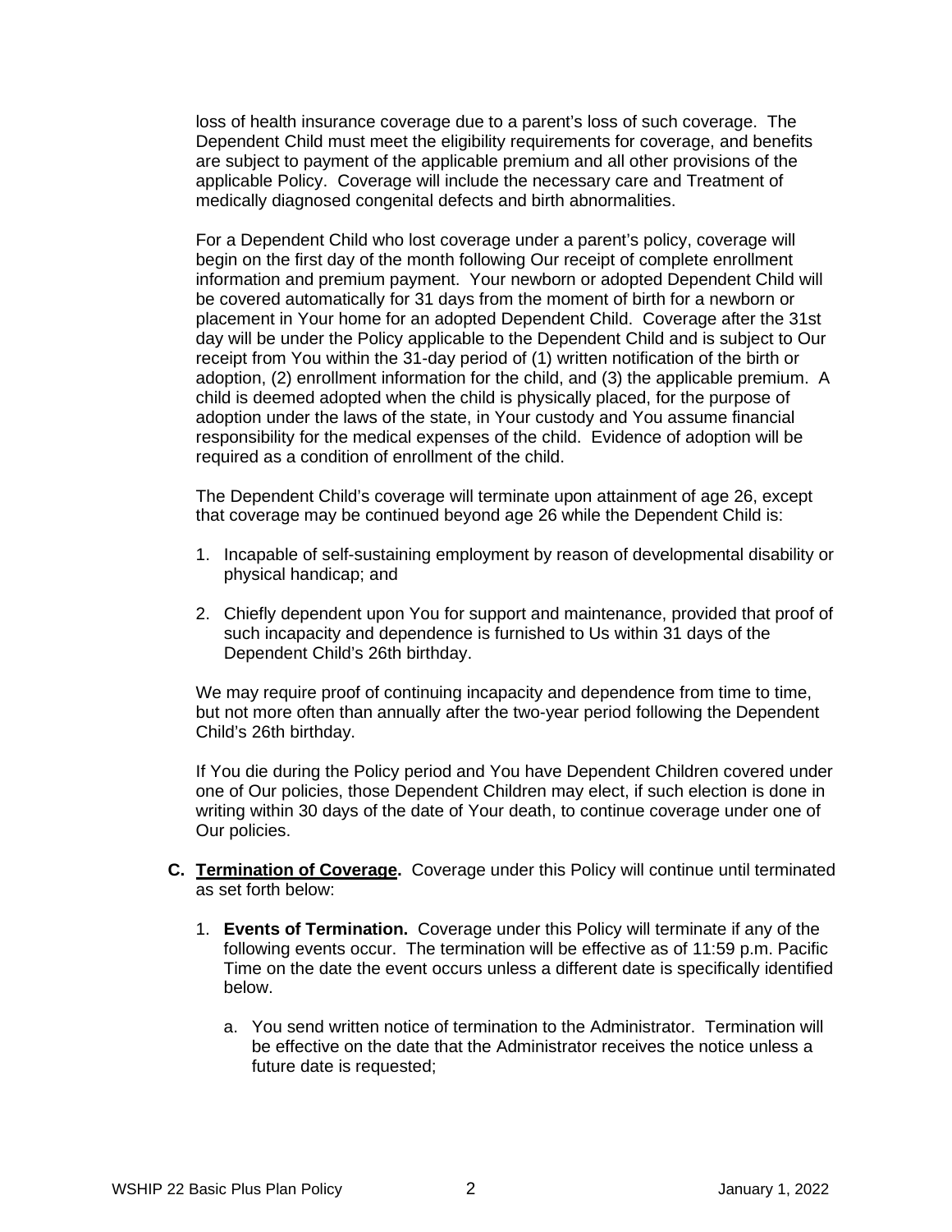loss of health insurance coverage due to a parent's loss of such coverage. The Dependent Child must meet the eligibility requirements for coverage, and benefits are subject to payment of the applicable premium and all other provisions of the applicable Policy. Coverage will include the necessary care and Treatment of medically diagnosed congenital defects and birth abnormalities.

For a Dependent Child who lost coverage under a parent's policy, coverage will begin on the first day of the month following Our receipt of complete enrollment information and premium payment. Your newborn or adopted Dependent Child will be covered automatically for 31 days from the moment of birth for a newborn or placement in Your home for an adopted Dependent Child. Coverage after the 31st day will be under the Policy applicable to the Dependent Child and is subject to Our receipt from You within the 31-day period of (1) written notification of the birth or adoption, (2) enrollment information for the child, and (3) the applicable premium. A child is deemed adopted when the child is physically placed, for the purpose of adoption under the laws of the state, in Your custody and You assume financial responsibility for the medical expenses of the child. Evidence of adoption will be required as a condition of enrollment of the child.

The Dependent Child's coverage will terminate upon attainment of age 26, except that coverage may be continued beyond age 26 while the Dependent Child is:

1. Incapable of self-sustaining employment by reason of developmental disability or physical handicap; and
2. Chiefly dependent upon You for support and maintenance, provided that proof of such incapacity and dependence is furnished to Us within 31 days of the Dependent Child's 26th birthday.

We may require proof of continuing incapacity and dependence from time to time, but not more often than annually after the two-year period following the Dependent Child's 26th birthday.

If You die during the Policy period and You have Dependent Children covered under one of Our policies, those Dependent Children may elect, if such election is done in writing within 30 days of the date of Your death, to continue coverage under one of Our policies.

**C. Termination of Coverage.** Coverage under this Policy will continue until terminated as set forth below:

1. **Events of Termination.** Coverage under this Policy will terminate if any of the following events occur. The termination will be effective as of 11:59 p.m. Pacific Time on the date the event occurs unless a different date is specifically identified below.

   a. You send written notice of termination to the Administrator. Termination will be effective on the date that the Administrator receives the notice unless a future date is requested;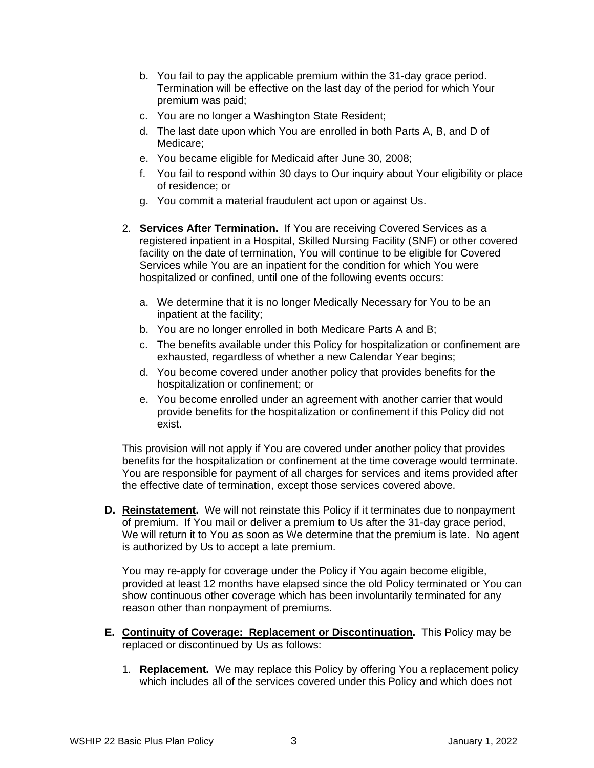b. You fail to pay the applicable premium within the 31-day grace period. Termination will be effective on the last day of the period for which Your premium was paid;
c. You are no longer a Washington State Resident;
d. The last date upon which You are enrolled in both Parts A, B, and D of Medicare;
e. You became eligible for Medicaid after June 30, 2008;
f. You fail to respond within 30 days to Our inquiry about Your eligibility or place of residence; or
g. You commit a material fraudulent act upon or against Us.

2. **Services After Termination.** If You are receiving Covered Services as a registered inpatient in a Hospital, Skilled Nursing Facility (SNF) or other covered facility on the date of termination, You will continue to be eligible for Covered Services while You are an inpatient for the condition for which You were hospitalized or confined, until one of the following events occurs:

   a. We determine that it is no longer Medically Necessary for You to be an inpatient at the facility;
   b. You are no longer enrolled in both Medicare Parts A and B;
   c. The benefits available under this Policy for hospitalization or confinement are exhausted, regardless of whether a new Calendar Year begins;
   d. You become covered under another policy that provides benefits for the hospitalization or confinement; or
   e. You become enrolled under an agreement with another carrier that would provide benefits for the hospitalization or confinement if this Policy did not exist.

This provision will not apply if You are covered under another policy that provides benefits for the hospitalization or confinement at the time coverage would terminate. You are responsible for payment of all charges for services and items provided after the effective date of termination, except those services covered above.

**D. <u>Reinstatement</u>.** We will not reinstate this Policy if it terminates due to nonpayment of premium. If You mail or deliver a premium to Us after the 31-day grace period, We will return it to You as soon as We determine that the premium is late. No agent is authorized by Us to accept a late premium.

You may re-apply for coverage under the Policy if You again become eligible, provided at least 12 months have elapsed since the old Policy terminated or You can show continuous other coverage which has been involuntarily terminated for any reason other than nonpayment of premiums.

**E. <u>Continuity of Coverage: Replacement or Discontinuation</u>.** This Policy may be replaced or discontinued by Us as follows:

1. **Replacement.** We may replace this Policy by offering You a replacement policy which includes all of the services covered under this Policy and which does not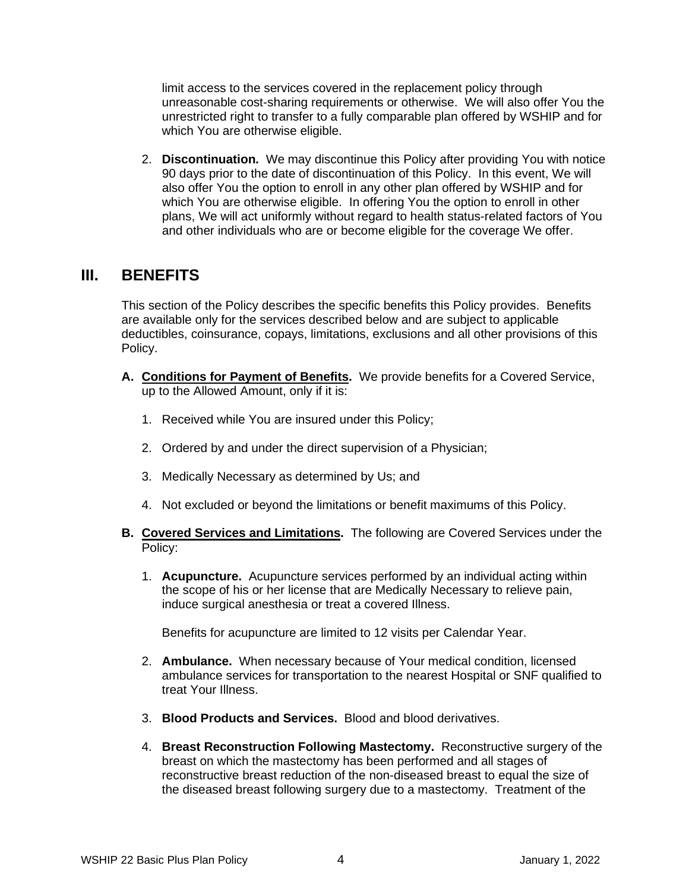limit access to the services covered in the replacement policy through unreasonable cost-sharing requirements or otherwise. We will also offer You the unrestricted right to transfer to a fully comparable plan offered by WSHIP and for which You are otherwise eligible.

2. **Discontinuation.** We may discontinue this Policy after providing You with notice 90 days prior to the date of discontinuation of this Policy. In this event, We will also offer You the option to enroll in any other plan offered by WSHIP and for which You are otherwise eligible. In offering You the option to enroll in other plans, We will act uniformly without regard to health status-related factors of You and other individuals who are or become eligible for the coverage We offer.

## III. BENEFITS

This section of the Policy describes the specific benefits this Policy provides. Benefits are available only for the services described below and are subject to applicable deductibles, coinsurance, copays, limitations, exclusions and all other provisions of this Policy.

**A. <u>Conditions for Payment of Benefits</u>.** We provide benefits for a Covered Service, up to the Allowed Amount, only if it is:

1. Received while You are insured under this Policy;
2. Ordered by and under the direct supervision of a Physician;
3. Medically Necessary as determined by Us; and
4. Not excluded or beyond the limitations or benefit maximums of this Policy.

**B. <u>Covered Services and Limitations</u>.** The following are Covered Services under the Policy:

1. **Acupuncture.** Acupuncture services performed by an individual acting within the scope of his or her license that are Medically Necessary to relieve pain, induce surgical anesthesia or treat a covered Illness.

   Benefits for acupuncture are limited to 12 visits per Calendar Year.

2. **Ambulance.** When necessary because of Your medical condition, licensed ambulance services for transportation to the nearest Hospital or SNF qualified to treat Your Illness.

3. **Blood Products and Services.** Blood and blood derivatives.

4. **Breast Reconstruction Following Mastectomy.** Reconstructive surgery of the breast on which the mastectomy has been performed and all stages of reconstructive breast reduction of the non-diseased breast to equal the size of the diseased breast following surgery due to a mastectomy. Treatment of the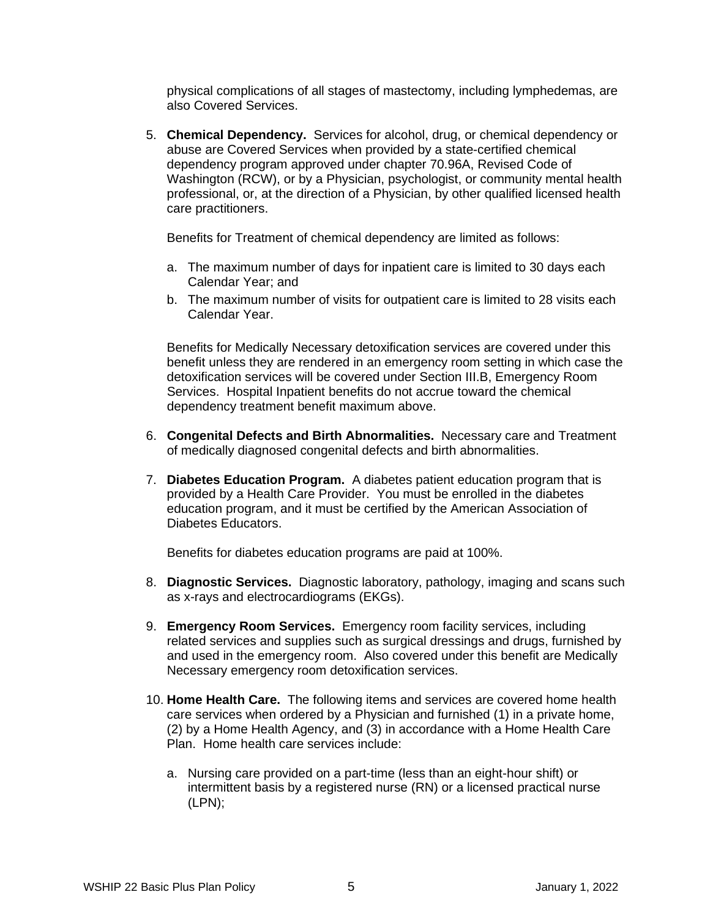physical complications of all stages of mastectomy, including lymphedemas, are also Covered Services.

5. **Chemical Dependency.** Services for alcohol, drug, or chemical dependency or abuse are Covered Services when provided by a state-certified chemical dependency program approved under chapter 70.96A, Revised Code of Washington (RCW), or by a Physician, psychologist, or community mental health professional, or, at the direction of a Physician, by other qualified licensed health care practitioners.

   Benefits for Treatment of chemical dependency are limited as follows:

   a. The maximum number of days for inpatient care is limited to 30 days each Calendar Year; and
   b. The maximum number of visits for outpatient care is limited to 28 visits each Calendar Year.

   Benefits for Medically Necessary detoxification services are covered under this benefit unless they are rendered in an emergency room setting in which case the detoxification services will be covered under Section III.B, Emergency Room Services. Hospital Inpatient benefits do not accrue toward the chemical dependency treatment benefit maximum above.

6. **Congenital Defects and Birth Abnormalities.** Necessary care and Treatment of medically diagnosed congenital defects and birth abnormalities.

7. **Diabetes Education Program.** A diabetes patient education program that is provided by a Health Care Provider. You must be enrolled in the diabetes education program, and it must be certified by the American Association of Diabetes Educators.

   Benefits for diabetes education programs are paid at 100%.

8. **Diagnostic Services.** Diagnostic laboratory, pathology, imaging and scans such as x-rays and electrocardiograms (EKGs).

9. **Emergency Room Services.** Emergency room facility services, including related services and supplies such as surgical dressings and drugs, furnished by and used in the emergency room. Also covered under this benefit are Medically Necessary emergency room detoxification services.

10. **Home Health Care.** The following items and services are covered home health care services when ordered by a Physician and furnished (1) in a private home, (2) by a Home Health Agency, and (3) in accordance with a Home Health Care Plan. Home health care services include:

    a. Nursing care provided on a part-time (less than an eight-hour shift) or intermittent basis by a registered nurse (RN) or a licensed practical nurse (LPN);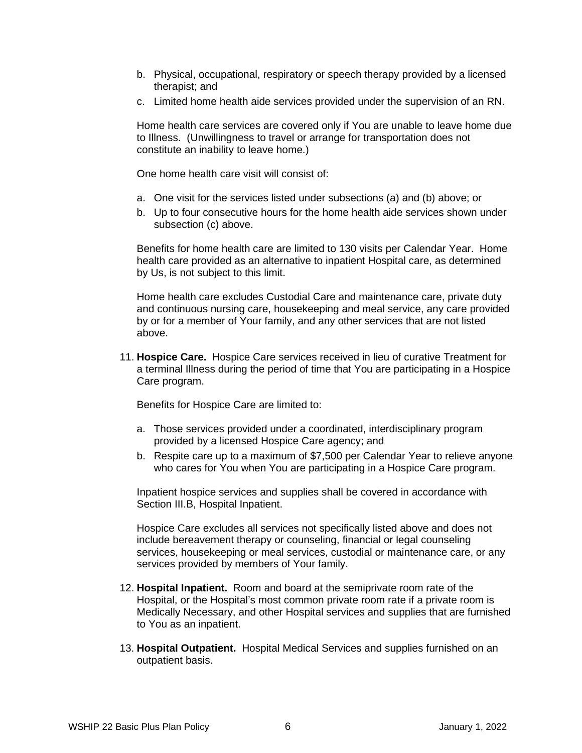b. Physical, occupational, respiratory or speech therapy provided by a licensed therapist; and
c. Limited home health aide services provided under the supervision of an RN.

Home health care services are covered only if You are unable to leave home due to Illness. (Unwillingness to travel or arrange for transportation does not constitute an inability to leave home.)

One home health care visit will consist of:

a. One visit for the services listed under subsections (a) and (b) above; or
b. Up to four consecutive hours for the home health aide services shown under subsection (c) above.

Benefits for home health care are limited to 130 visits per Calendar Year. Home health care provided as an alternative to inpatient Hospital care, as determined by Us, is not subject to this limit.

Home health care excludes Custodial Care and maintenance care, private duty and continuous nursing care, housekeeping and meal service, any care provided by or for a member of Your family, and any other services that are not listed above.

11. **Hospice Care.** Hospice Care services received in lieu of curative Treatment for a terminal Illness during the period of time that You are participating in a Hospice Care program.

    Benefits for Hospice Care are limited to:

    a. Those services provided under a coordinated, interdisciplinary program provided by a licensed Hospice Care agency; and
    b. Respite care up to a maximum of $7,500 per Calendar Year to relieve anyone who cares for You when You are participating in a Hospice Care program.

    Inpatient hospice services and supplies shall be covered in accordance with Section III.B, Hospital Inpatient.

    Hospice Care excludes all services not specifically listed above and does not include bereavement therapy or counseling, financial or legal counseling services, housekeeping or meal services, custodial or maintenance care, or any services provided by members of Your family.

12. **Hospital Inpatient.** Room and board at the semiprivate room rate of the Hospital, or the Hospital's most common private room rate if a private room is Medically Necessary, and other Hospital services and supplies that are furnished to You as an inpatient.

13. **Hospital Outpatient.** Hospital Medical Services and supplies furnished on an outpatient basis.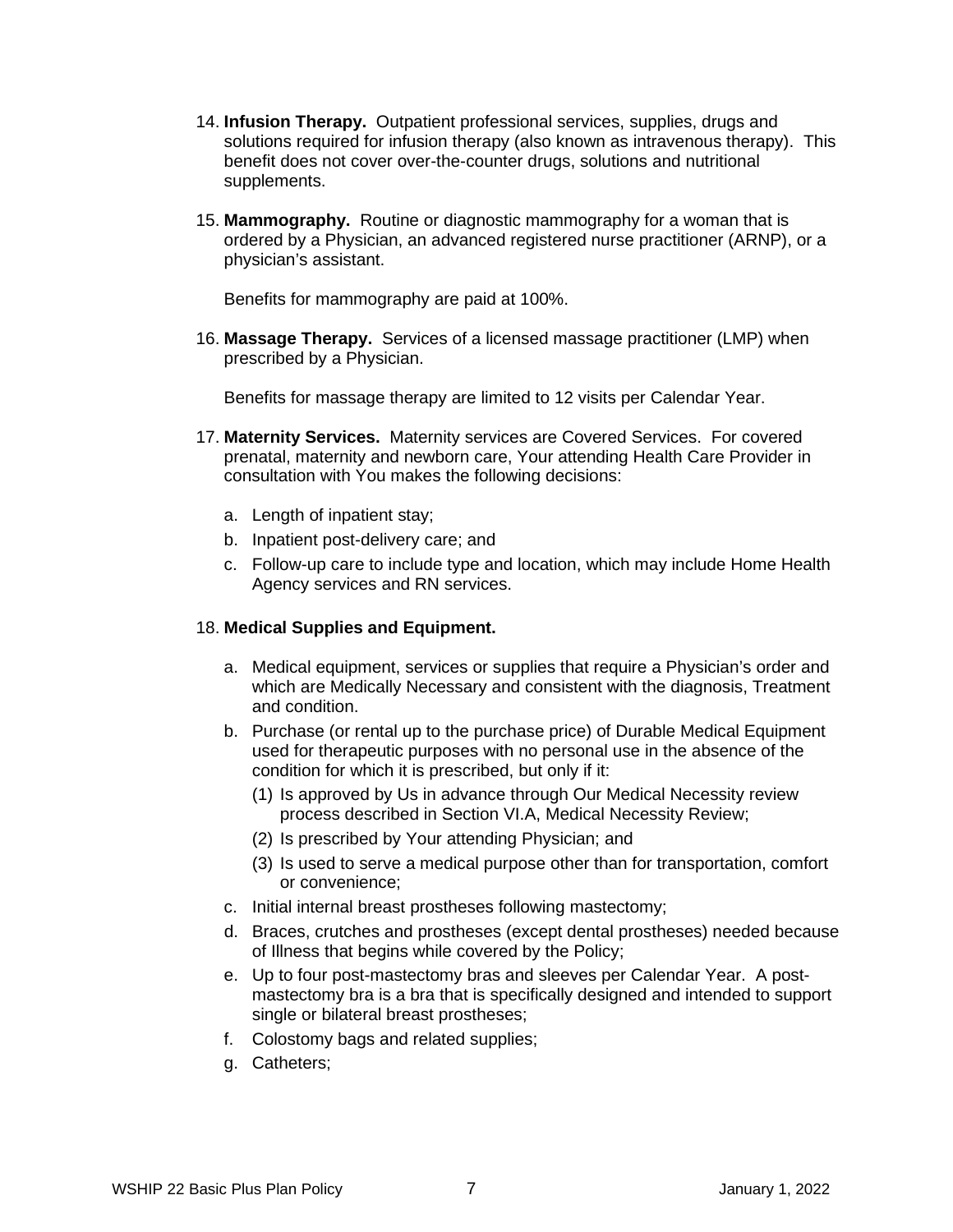14. **Infusion Therapy.** Outpatient professional services, supplies, drugs and solutions required for infusion therapy (also known as intravenous therapy). This benefit does not cover over-the-counter drugs, solutions and nutritional supplements.

15. **Mammography.** Routine or diagnostic mammography for a woman that is ordered by a Physician, an advanced registered nurse practitioner (ARNP), or a physician's assistant.

    Benefits for mammography are paid at 100%.

16. **Massage Therapy.** Services of a licensed massage practitioner (LMP) when prescribed by a Physician.

    Benefits for massage therapy are limited to 12 visits per Calendar Year.

17. **Maternity Services.** Maternity services are Covered Services. For covered prenatal, maternity and newborn care, Your attending Health Care Provider in consultation with You makes the following decisions:

    a. Length of inpatient stay;
    b. Inpatient post-delivery care; and
    c. Follow-up care to include type and location, which may include Home Health Agency services and RN services.

18. **Medical Supplies and Equipment.**

    a. Medical equipment, services or supplies that require a Physician's order and which are Medically Necessary and consistent with the diagnosis, Treatment and condition.
    b. Purchase (or rental up to the purchase price) of Durable Medical Equipment used for therapeutic purposes with no personal use in the absence of the condition for which it is prescribed, but only if it:
        (1) Is approved by Us in advance through Our Medical Necessity review process described in Section VI.A, Medical Necessity Review;
        (2) Is prescribed by Your attending Physician; and
        (3) Is used to serve a medical purpose other than for transportation, comfort or convenience;
    c. Initial internal breast prostheses following mastectomy;
    d. Braces, crutches and prostheses (except dental prostheses) needed because of Illness that begins while covered by the Policy;
    e. Up to four post-mastectomy bras and sleeves per Calendar Year. A post-mastectomy bra is a bra that is specifically designed and intended to support single or bilateral breast prostheses;
    f. Colostomy bags and related supplies;
    g. Catheters;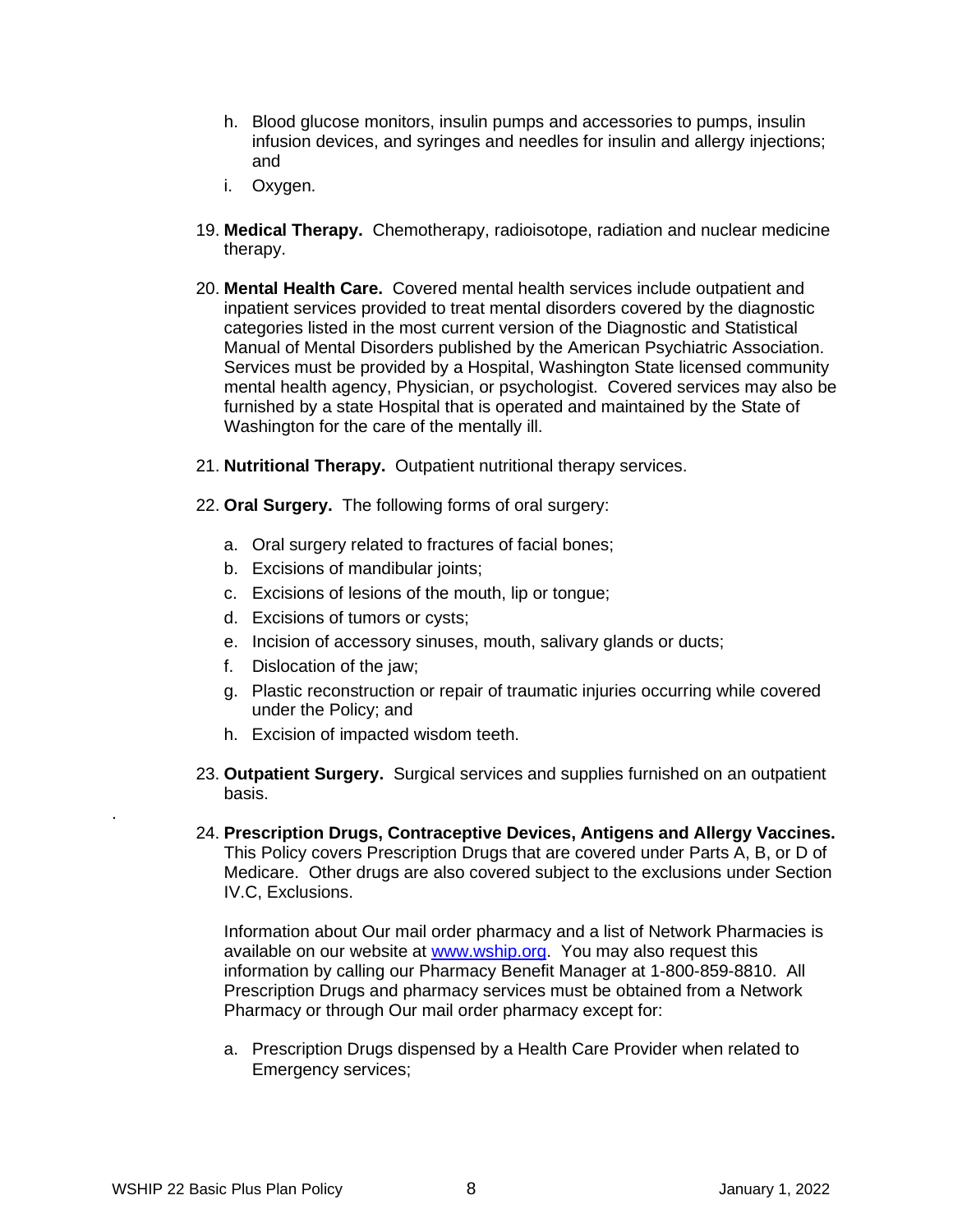h. Blood glucose monitors, insulin pumps and accessories to pumps, insulin infusion devices, and syringes and needles for insulin and allergy injections; and
   i. Oxygen.

19. **Medical Therapy.** Chemotherapy, radioisotope, radiation and nuclear medicine therapy.

20. **Mental Health Care.** Covered mental health services include outpatient and inpatient services provided to treat mental disorders covered by the diagnostic categories listed in the most current version of the Diagnostic and Statistical Manual of Mental Disorders published by the American Psychiatric Association. Services must be provided by a Hospital, Washington State licensed community mental health agency, Physician, or psychologist. Covered services may also be furnished by a state Hospital that is operated and maintained by the State of Washington for the care of the mentally ill.

21. **Nutritional Therapy.** Outpatient nutritional therapy services.

22. **Oral Surgery.** The following forms of oral surgery:

    a. Oral surgery related to fractures of facial bones;
    b. Excisions of mandibular joints;
    c. Excisions of lesions of the mouth, lip or tongue;
    d. Excisions of tumors or cysts;
    e. Incision of accessory sinuses, mouth, salivary glands or ducts;
    f. Dislocation of the jaw;
    g. Plastic reconstruction or repair of traumatic injuries occurring while covered under the Policy; and
    h. Excision of impacted wisdom teeth.

23. **Outpatient Surgery.** Surgical services and supplies furnished on an outpatient basis.

24. **Prescription Drugs, Contraceptive Devices, Antigens and Allergy Vaccines.** This Policy covers Prescription Drugs that are covered under Parts A, B, or D of Medicare. Other drugs are also covered subject to the exclusions under Section IV.C, Exclusions.

    Information about Our mail order pharmacy and a list of Network Pharmacies is available on our website at www.wship.org. You may also request this information by calling our Pharmacy Benefit Manager at 1-800-859-8810. All Prescription Drugs and pharmacy services must be obtained from a Network Pharmacy or through Our mail order pharmacy except for:

    a. Prescription Drugs dispensed by a Health Care Provider when related to Emergency services;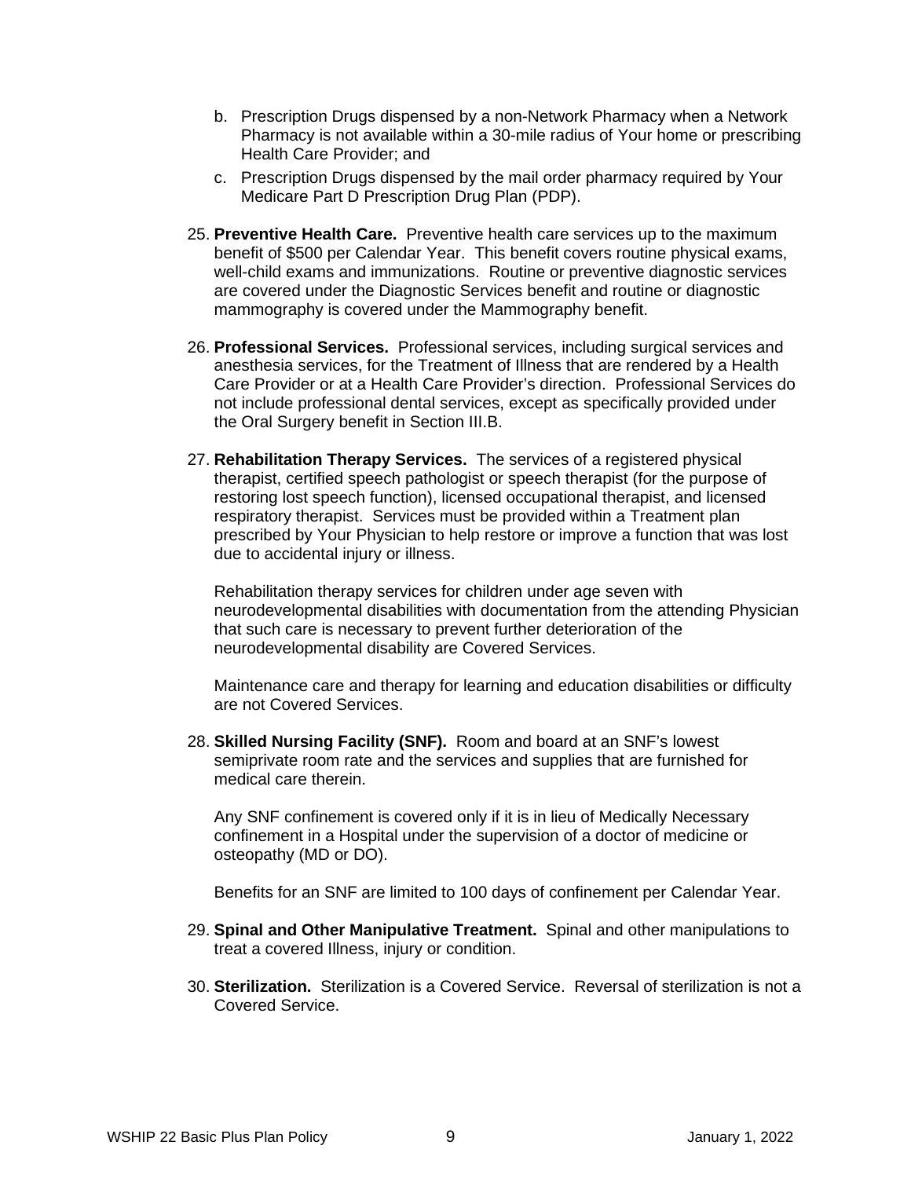b. Prescription Drugs dispensed by a non-Network Pharmacy when a Network Pharmacy is not available within a 30-mile radius of Your home or prescribing Health Care Provider; and

c. Prescription Drugs dispensed by the mail order pharmacy required by Your Medicare Part D Prescription Drug Plan (PDP).

25. **Preventive Health Care.** Preventive health care services up to the maximum benefit of $500 per Calendar Year. This benefit covers routine physical exams, well-child exams and immunizations. Routine or preventive diagnostic services are covered under the Diagnostic Services benefit and routine or diagnostic mammography is covered under the Mammography benefit.

26. **Professional Services.** Professional services, including surgical services and anesthesia services, for the Treatment of Illness that are rendered by a Health Care Provider or at a Health Care Provider's direction. Professional Services do not include professional dental services, except as specifically provided under the Oral Surgery benefit in Section III.B.

27. **Rehabilitation Therapy Services.** The services of a registered physical therapist, certified speech pathologist or speech therapist (for the purpose of restoring lost speech function), licensed occupational therapist, and licensed respiratory therapist. Services must be provided within a Treatment plan prescribed by Your Physician to help restore or improve a function that was lost due to accidental injury or illness.

    Rehabilitation therapy services for children under age seven with neurodevelopmental disabilities with documentation from the attending Physician that such care is necessary to prevent further deterioration of the neurodevelopmental disability are Covered Services.

    Maintenance care and therapy for learning and education disabilities or difficulty are not Covered Services.

28. **Skilled Nursing Facility (SNF).** Room and board at an SNF's lowest semiprivate room rate and the services and supplies that are furnished for medical care therein.

    Any SNF confinement is covered only if it is in lieu of Medically Necessary confinement in a Hospital under the supervision of a doctor of medicine or osteopathy (MD or DO).

    Benefits for an SNF are limited to 100 days of confinement per Calendar Year.

29. **Spinal and Other Manipulative Treatment.** Spinal and other manipulations to treat a covered Illness, injury or condition.

30. **Sterilization.** Sterilization is a Covered Service. Reversal of sterilization is not a Covered Service.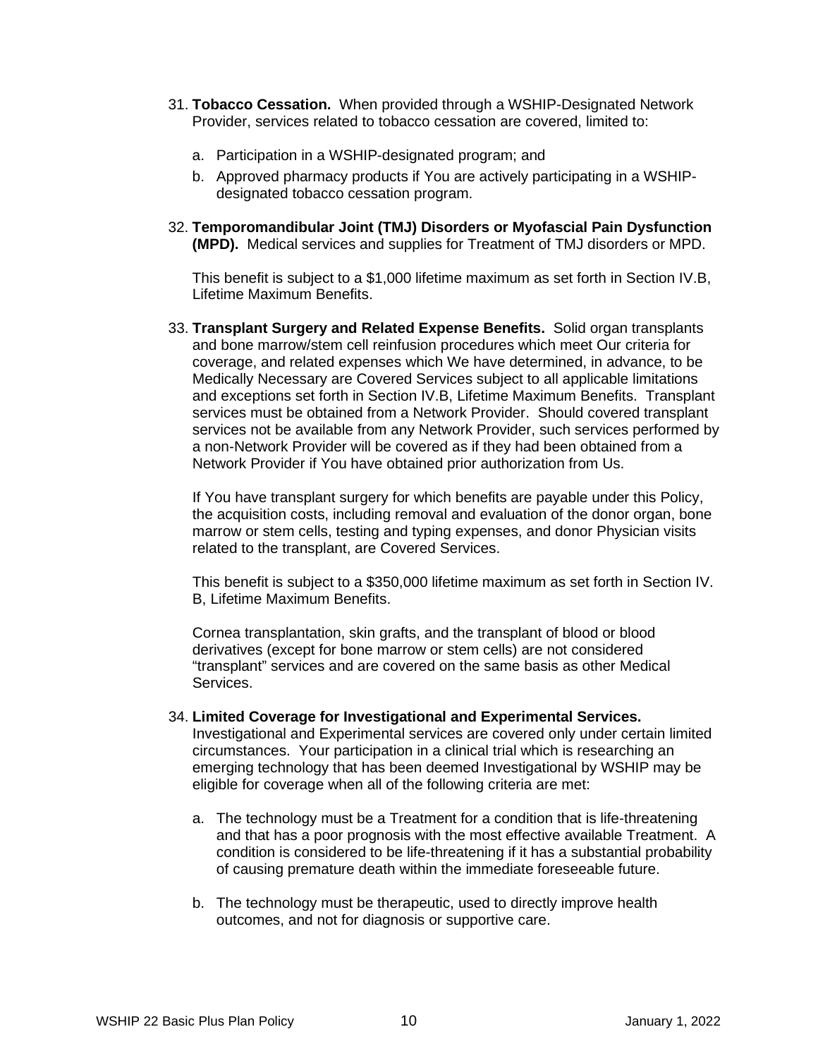31. **Tobacco Cessation.** When provided through a WSHIP-Designated Network Provider, services related to tobacco cessation are covered, limited to:

    a. Participation in a WSHIP-designated program; and

    b. Approved pharmacy products if You are actively participating in a WSHIP-designated tobacco cessation program.

32. **Temporomandibular Joint (TMJ) Disorders or Myofascial Pain Dysfunction (MPD).** Medical services and supplies for Treatment of TMJ disorders or MPD.

    This benefit is subject to a $1,000 lifetime maximum as set forth in Section IV.B, Lifetime Maximum Benefits.

33. **Transplant Surgery and Related Expense Benefits.** Solid organ transplants and bone marrow/stem cell reinfusion procedures which meet Our criteria for coverage, and related expenses which We have determined, in advance, to be Medically Necessary are Covered Services subject to all applicable limitations and exceptions set forth in Section IV.B, Lifetime Maximum Benefits. Transplant services must be obtained from a Network Provider. Should covered transplant services not be available from any Network Provider, such services performed by a non-Network Provider will be covered as if they had been obtained from a Network Provider if You have obtained prior authorization from Us.

    If You have transplant surgery for which benefits are payable under this Policy, the acquisition costs, including removal and evaluation of the donor organ, bone marrow or stem cells, testing and typing expenses, and donor Physician visits related to the transplant, are Covered Services.

    This benefit is subject to a $350,000 lifetime maximum as set forth in Section IV. B, Lifetime Maximum Benefits.

    Cornea transplantation, skin grafts, and the transplant of blood or blood derivatives (except for bone marrow or stem cells) are not considered "transplant" services and are covered on the same basis as other Medical Services.

34. **Limited Coverage for Investigational and Experimental Services.** Investigational and Experimental services are covered only under certain limited circumstances. Your participation in a clinical trial which is researching an emerging technology that has been deemed Investigational by WSHIP may be eligible for coverage when all of the following criteria are met:

    a. The technology must be a Treatment for a condition that is life-threatening and that has a poor prognosis with the most effective available Treatment. A condition is considered to be life-threatening if it has a substantial probability of causing premature death within the immediate foreseeable future.

    b. The technology must be therapeutic, used to directly improve health outcomes, and not for diagnosis or supportive care.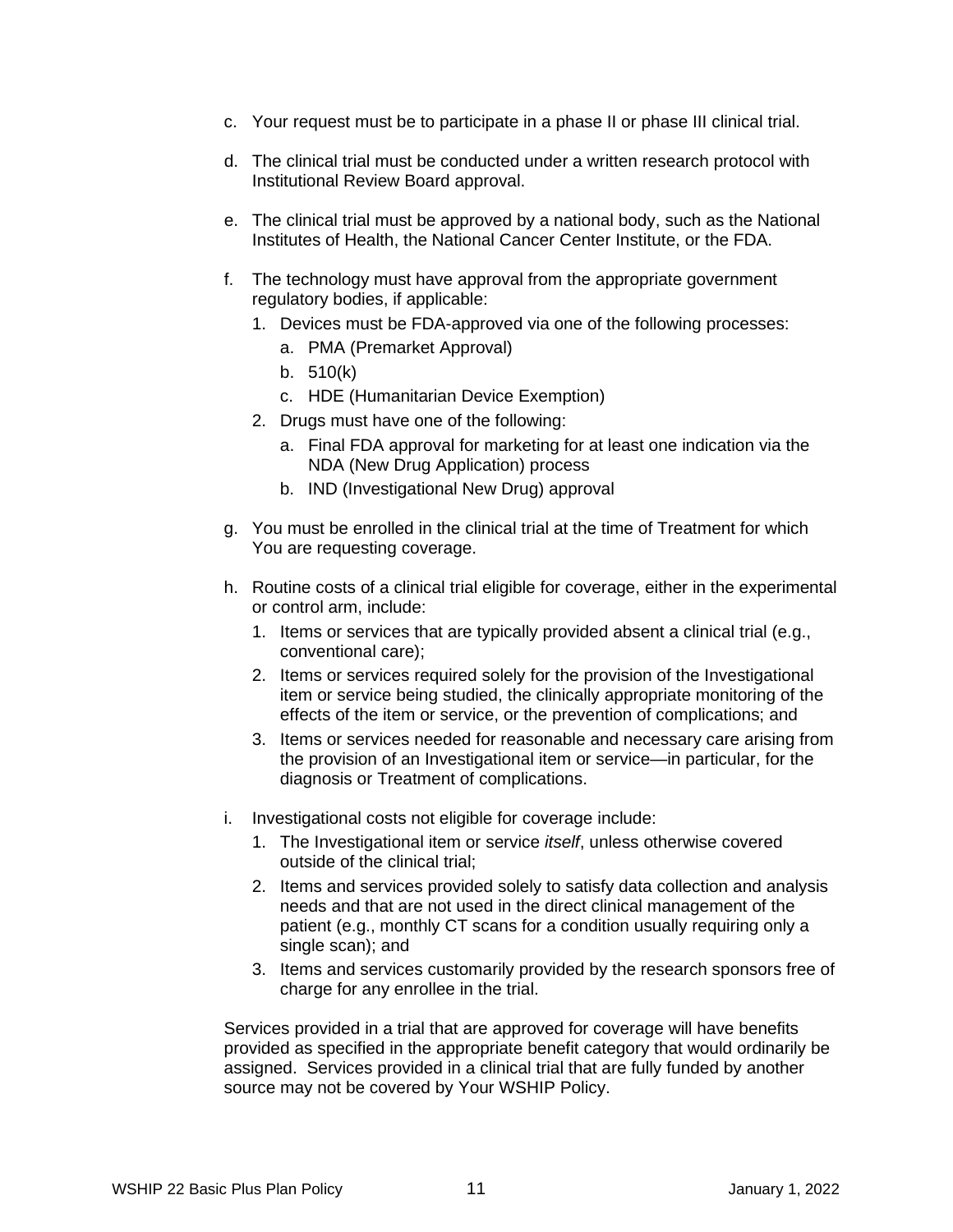c. Your request must be to participate in a phase II or phase III clinical trial.

d. The clinical trial must be conducted under a written research protocol with Institutional Review Board approval.

e. The clinical trial must be approved by a national body, such as the National Institutes of Health, the National Cancer Center Institute, or the FDA.

f. The technology must have approval from the appropriate government regulatory bodies, if applicable:
   1. Devices must be FDA-approved via one of the following processes:
      a. PMA (Premarket Approval)
      b. 510(k)
      c. HDE (Humanitarian Device Exemption)
   2. Drugs must have one of the following:
      a. Final FDA approval for marketing for at least one indication via the NDA (New Drug Application) process
      b. IND (Investigational New Drug) approval

g. You must be enrolled in the clinical trial at the time of Treatment for which You are requesting coverage.

h. Routine costs of a clinical trial eligible for coverage, either in the experimental or control arm, include:
   1. Items or services that are typically provided absent a clinical trial (e.g., conventional care);
   2. Items or services required solely for the provision of the Investigational item or service being studied, the clinically appropriate monitoring of the effects of the item or service, or the prevention of complications; and
   3. Items or services needed for reasonable and necessary care arising from the provision of an Investigational item or service—in particular, for the diagnosis or Treatment of complications.

i. Investigational costs not eligible for coverage include:
   1. The Investigational item or service *itself*, unless otherwise covered outside of the clinical trial;
   2. Items and services provided solely to satisfy data collection and analysis needs and that are not used in the direct clinical management of the patient (e.g., monthly CT scans for a condition usually requiring only a single scan); and
   3. Items and services customarily provided by the research sponsors free of charge for any enrollee in the trial.

Services provided in a trial that are approved for coverage will have benefits provided as specified in the appropriate benefit category that would ordinarily be assigned. Services provided in a clinical trial that are fully funded by another source may not be covered by Your WSHIP Policy.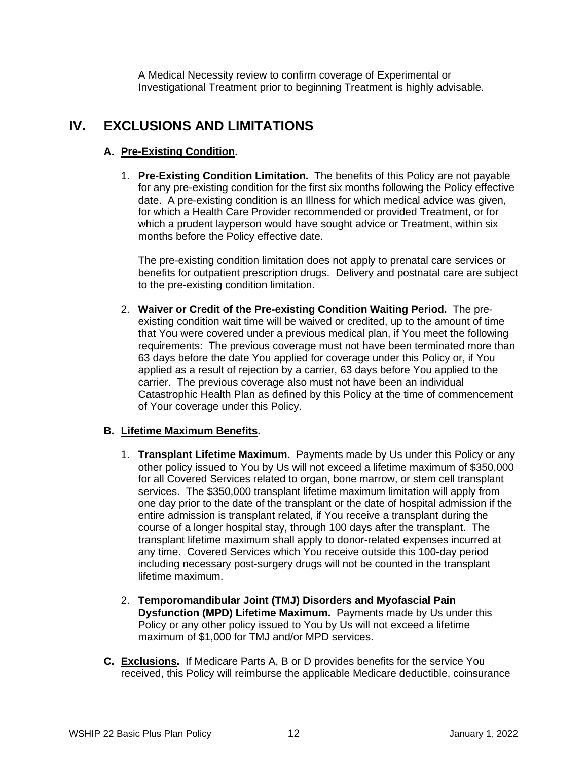A Medical Necessity review to confirm coverage of Experimental or Investigational Treatment prior to beginning Treatment is highly advisable.

# IV. EXCLUSIONS AND LIMITATIONS

## A. Pre-Existing Condition.

1. **Pre-Existing Condition Limitation.** The benefits of this Policy are not payable for any pre-existing condition for the first six months following the Policy effective date. A pre-existing condition is an Illness for which medical advice was given, for which a Health Care Provider recommended or provided Treatment, or for which a prudent layperson would have sought advice or Treatment, within six months before the Policy effective date.

   The pre-existing condition limitation does not apply to prenatal care services or benefits for outpatient prescription drugs. Delivery and postnatal care are subject to the pre-existing condition limitation.

2. **Waiver or Credit of the Pre-existing Condition Waiting Period.** The pre-existing condition wait time will be waived or credited, up to the amount of time that You were covered under a previous medical plan, if You meet the following requirements: The previous coverage must not have been terminated more than 63 days before the date You applied for coverage under this Policy or, if You applied as a result of rejection by a carrier, 63 days before You applied to the carrier. The previous coverage also must not have been an individual Catastrophic Health Plan as defined by this Policy at the time of commencement of Your coverage under this Policy.

## B. Lifetime Maximum Benefits.

1. **Transplant Lifetime Maximum.** Payments made by Us under this Policy or any other policy issued to You by Us will not exceed a lifetime maximum of $350,000 for all Covered Services related to organ, bone marrow, or stem cell transplant services. The $350,000 transplant lifetime maximum limitation will apply from one day prior to the date of the transplant or the date of hospital admission if the entire admission is transplant related, if You receive a transplant during the course of a longer hospital stay, through 100 days after the transplant. The transplant lifetime maximum shall apply to donor-related expenses incurred at any time. Covered Services which You receive outside this 100-day period including necessary post-surgery drugs will not be counted in the transplant lifetime maximum.

2. **Temporomandibular Joint (TMJ) Disorders and Myofascial Pain Dysfunction (MPD) Lifetime Maximum.** Payments made by Us under this Policy or any other policy issued to You by Us will not exceed a lifetime maximum of $1,000 for TMJ and/or MPD services.

## C. Exclusions.

If Medicare Parts A, B or D provides benefits for the service You received, this Policy will reimburse the applicable Medicare deductible, coinsurance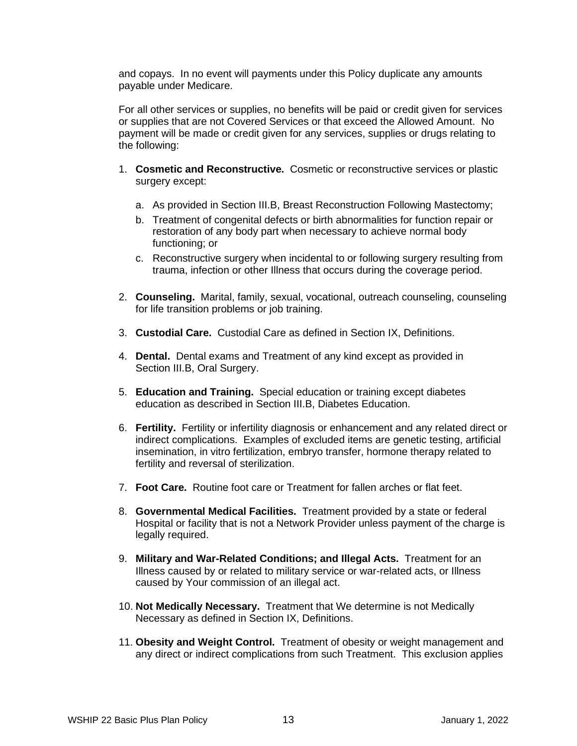and copays. In no event will payments under this Policy duplicate any amounts payable under Medicare.

For all other services or supplies, no benefits will be paid or credit given for services or supplies that are not Covered Services or that exceed the Allowed Amount. No payment will be made or credit given for any services, supplies or drugs relating to the following:

1. **Cosmetic and Reconstructive.** Cosmetic or reconstructive services or plastic surgery except:

   a. As provided in Section III.B, Breast Reconstruction Following Mastectomy;

   b. Treatment of congenital defects or birth abnormalities for function repair or restoration of any body part when necessary to achieve normal body functioning; or

   c. Reconstructive surgery when incidental to or following surgery resulting from trauma, infection or other Illness that occurs during the coverage period.

2. **Counseling.** Marital, family, sexual, vocational, outreach counseling, counseling for life transition problems or job training.

3. **Custodial Care.** Custodial Care as defined in Section IX, Definitions.

4. **Dental.** Dental exams and Treatment of any kind except as provided in Section III.B, Oral Surgery.

5. **Education and Training.** Special education or training except diabetes education as described in Section III.B, Diabetes Education.

6. **Fertility.** Fertility or infertility diagnosis or enhancement and any related direct or indirect complications. Examples of excluded items are genetic testing, artificial insemination, in vitro fertilization, embryo transfer, hormone therapy related to fertility and reversal of sterilization.

7. **Foot Care.** Routine foot care or Treatment for fallen arches or flat feet.

8. **Governmental Medical Facilities.** Treatment provided by a state or federal Hospital or facility that is not a Network Provider unless payment of the charge is legally required.

9. **Military and War-Related Conditions; and Illegal Acts.** Treatment for an Illness caused by or related to military service or war-related acts, or Illness caused by Your commission of an illegal act.

10. **Not Medically Necessary.** Treatment that We determine is not Medically Necessary as defined in Section IX, Definitions.

11. **Obesity and Weight Control.** Treatment of obesity or weight management and any direct or indirect complications from such Treatment. This exclusion applies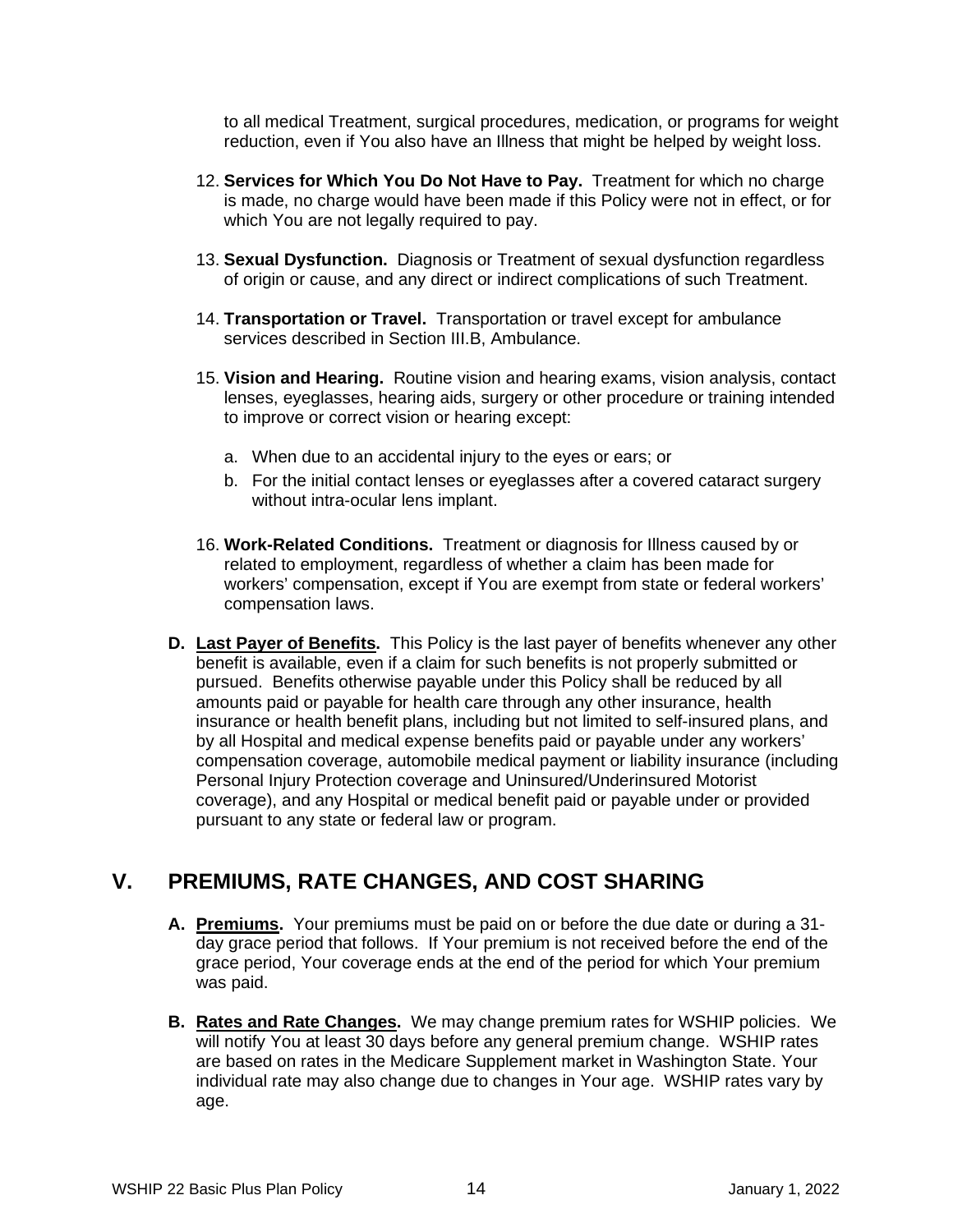to all medical Treatment, surgical procedures, medication, or programs for weight reduction, even if You also have an Illness that might be helped by weight loss.

12. **Services for Which You Do Not Have to Pay.** Treatment for which no charge is made, no charge would have been made if this Policy were not in effect, or for which You are not legally required to pay.

13. **Sexual Dysfunction.** Diagnosis or Treatment of sexual dysfunction regardless of origin or cause, and any direct or indirect complications of such Treatment.

14. **Transportation or Travel.** Transportation or travel except for ambulance services described in Section III.B, Ambulance.

15. **Vision and Hearing.** Routine vision and hearing exams, vision analysis, contact lenses, eyeglasses, hearing aids, surgery or other procedure or training intended to improve or correct vision or hearing except:

    a. When due to an accidental injury to the eyes or ears; or
    b. For the initial contact lenses or eyeglasses after a covered cataract surgery without intra-ocular lens implant.

16. **Work-Related Conditions.** Treatment or diagnosis for Illness caused by or related to employment, regardless of whether a claim has been made for workers' compensation, except if You are exempt from state or federal workers' compensation laws.

**D. Last Payer of Benefits.** This Policy is the last payer of benefits whenever any other benefit is available, even if a claim for such benefits is not properly submitted or pursued. Benefits otherwise payable under this Policy shall be reduced by all amounts paid or payable for health care through any other insurance, health insurance or health benefit plans, including but not limited to self-insured plans, and by all Hospital and medical expense benefits paid or payable under any workers' compensation coverage, automobile medical payment or liability insurance (including Personal Injury Protection coverage and Uninsured/Underinsured Motorist coverage), and any Hospital or medical benefit paid or payable under or provided pursuant to any state or federal law or program.

## V. PREMIUMS, RATE CHANGES, AND COST SHARING

**A. Premiums.** Your premiums must be paid on or before the due date or during a 31-day grace period that follows. If Your premium is not received before the end of the grace period, Your coverage ends at the end of the period for which Your premium was paid.

**B. Rates and Rate Changes.** We may change premium rates for WSHIP policies. We will notify You at least 30 days before any general premium change. WSHIP rates are based on rates in the Medicare Supplement market in Washington State. Your individual rate may also change due to changes in Your age. WSHIP rates vary by age.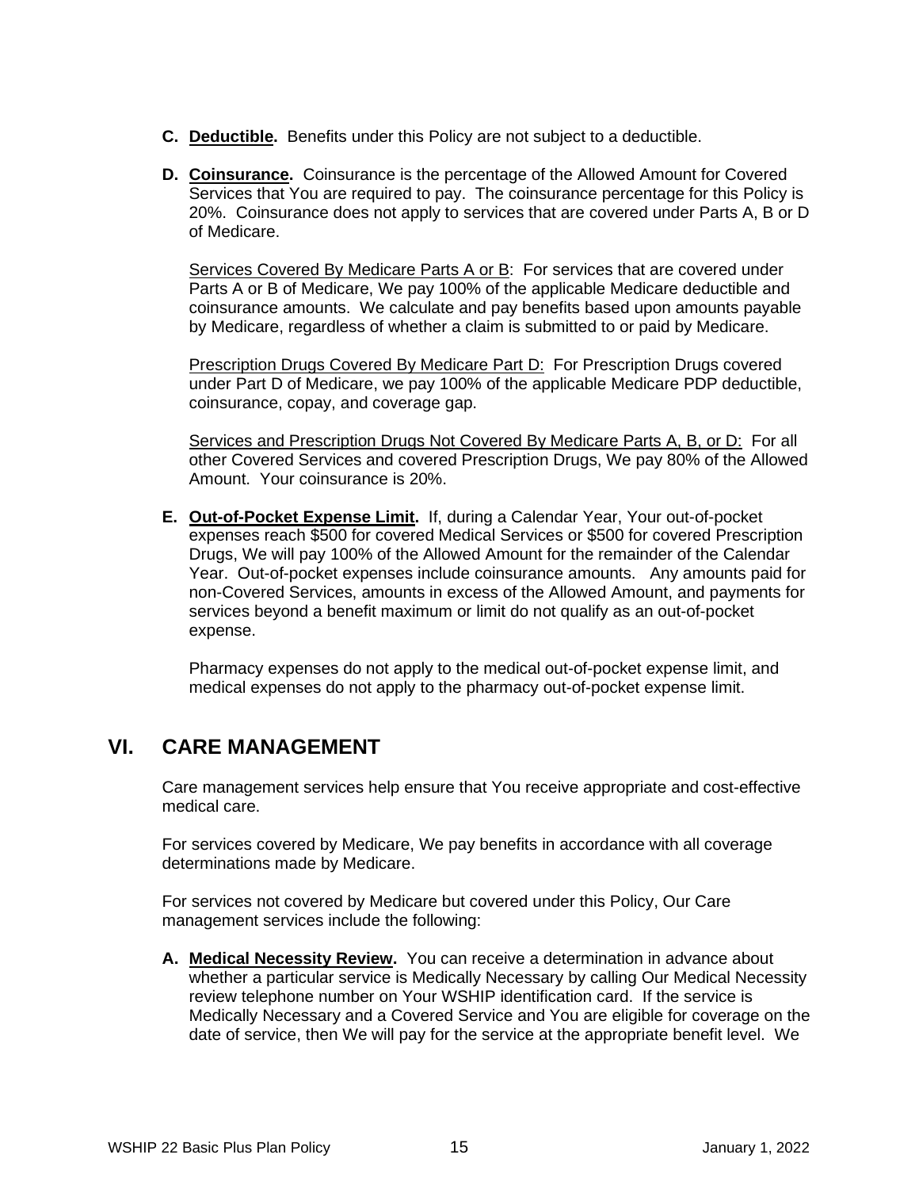**C. <u>Deductible</u>.** Benefits under this Policy are not subject to a deductible.

**D. <u>Coinsurance</u>.** Coinsurance is the percentage of the Allowed Amount for Covered Services that You are required to pay. The coinsurance percentage for this Policy is 20%. Coinsurance does not apply to services that are covered under Parts A, B or D of Medicare.

<u>Services Covered By Medicare Parts A or B</u>: For services that are covered under Parts A or B of Medicare, We pay 100% of the applicable Medicare deductible and coinsurance amounts. We calculate and pay benefits based upon amounts payable by Medicare, regardless of whether a claim is submitted to or paid by Medicare.

<u>Prescription Drugs Covered By Medicare Part D:</u> For Prescription Drugs covered under Part D of Medicare, we pay 100% of the applicable Medicare PDP deductible, coinsurance, copay, and coverage gap.

<u>Services and Prescription Drugs Not Covered By Medicare Parts A, B, or D:</u> For all other Covered Services and covered Prescription Drugs, We pay 80% of the Allowed Amount. Your coinsurance is 20%.

**E. <u>Out-of-Pocket Expense Limit</u>.** If, during a Calendar Year, Your out-of-pocket expenses reach $500 for covered Medical Services or $500 for covered Prescription Drugs, We will pay 100% of the Allowed Amount for the remainder of the Calendar Year. Out-of-pocket expenses include coinsurance amounts. Any amounts paid for non-Covered Services, amounts in excess of the Allowed Amount, and payments for services beyond a benefit maximum or limit do not qualify as an out-of-pocket expense.

Pharmacy expenses do not apply to the medical out-of-pocket expense limit, and medical expenses do not apply to the pharmacy out-of-pocket expense limit.

## VI. CARE MANAGEMENT

Care management services help ensure that You receive appropriate and cost-effective medical care.

For services covered by Medicare, We pay benefits in accordance with all coverage determinations made by Medicare.

For services not covered by Medicare but covered under this Policy, Our Care management services include the following:

**A. <u>Medical Necessity Review</u>.** You can receive a determination in advance about whether a particular service is Medically Necessary by calling Our Medical Necessity review telephone number on Your WSHIP identification card. If the service is Medically Necessary and a Covered Service and You are eligible for coverage on the date of service, then We will pay for the service at the appropriate benefit level. We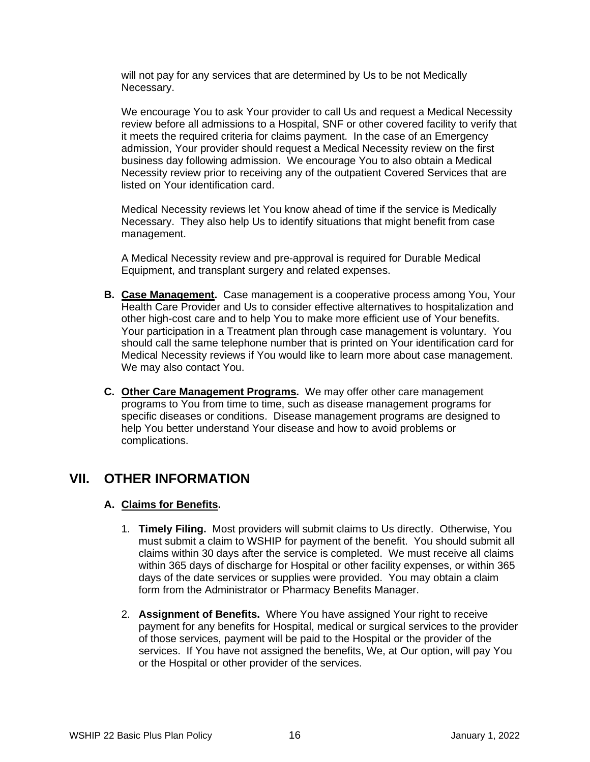will not pay for any services that are determined by Us to be not Medically Necessary.

We encourage You to ask Your provider to call Us and request a Medical Necessity review before all admissions to a Hospital, SNF or other covered facility to verify that it meets the required criteria for claims payment. In the case of an Emergency admission, Your provider should request a Medical Necessity review on the first business day following admission. We encourage You to also obtain a Medical Necessity review prior to receiving any of the outpatient Covered Services that are listed on Your identification card.

Medical Necessity reviews let You know ahead of time if the service is Medically Necessary. They also help Us to identify situations that might benefit from case management.

A Medical Necessity review and pre-approval is required for Durable Medical Equipment, and transplant surgery and related expenses.

**B. Case Management.** Case management is a cooperative process among You, Your Health Care Provider and Us to consider effective alternatives to hospitalization and other high-cost care and to help You to make more efficient use of Your benefits. Your participation in a Treatment plan through case management is voluntary. You should call the same telephone number that is printed on Your identification card for Medical Necessity reviews if You would like to learn more about case management. We may also contact You.

**C. Other Care Management Programs.** We may offer other care management programs to You from time to time, such as disease management programs for specific diseases or conditions. Disease management programs are designed to help You better understand Your disease and how to avoid problems or complications.

# VII. OTHER INFORMATION

### A. Claims for Benefits.

1. **Timely Filing.** Most providers will submit claims to Us directly. Otherwise, You must submit a claim to WSHIP for payment of the benefit. You should submit all claims within 30 days after the service is completed. We must receive all claims within 365 days of discharge for Hospital or other facility expenses, or within 365 days of the date services or supplies were provided. You may obtain a claim form from the Administrator or Pharmacy Benefits Manager.

2. **Assignment of Benefits.** Where You have assigned Your right to receive payment for any benefits for Hospital, medical or surgical services to the provider of those services, payment will be paid to the Hospital or the provider of the services. If You have not assigned the benefits, We, at Our option, will pay You or the Hospital or other provider of the services.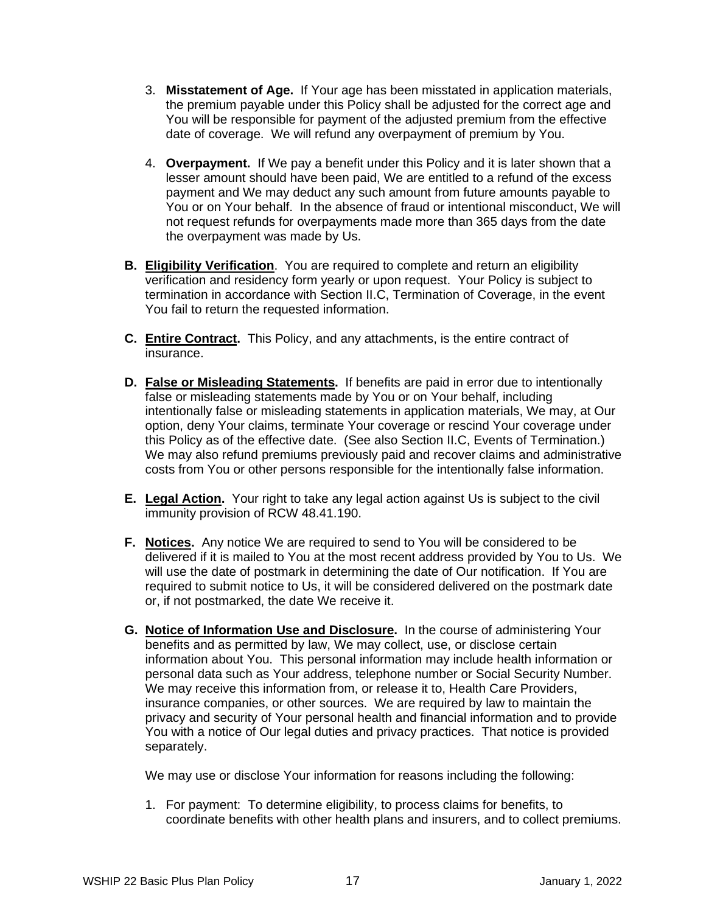3. **Misstatement of Age.** If Your age has been misstated in application materials, the premium payable under this Policy shall be adjusted for the correct age and You will be responsible for payment of the adjusted premium from the effective date of coverage. We will refund any overpayment of premium by You.

4. **Overpayment.** If We pay a benefit under this Policy and it is later shown that a lesser amount should have been paid, We are entitled to a refund of the excess payment and We may deduct any such amount from future amounts payable to You or on Your behalf. In the absence of fraud or intentional misconduct, We will not request refunds for overpayments made more than 365 days from the date the overpayment was made by Us.

**B. <u>Eligibility Verification</u>**. You are required to complete and return an eligibility verification and residency form yearly or upon request. Your Policy is subject to termination in accordance with Section II.C, Termination of Coverage, in the event You fail to return the requested information.

**C. <u>Entire Contract</u>.** This Policy, and any attachments, is the entire contract of insurance.

**D. <u>False or Misleading Statements</u>.** If benefits are paid in error due to intentionally false or misleading statements made by You or on Your behalf, including intentionally false or misleading statements in application materials, We may, at Our option, deny Your claims, terminate Your coverage or rescind Your coverage under this Policy as of the effective date. (See also Section II.C, Events of Termination.) We may also refund premiums previously paid and recover claims and administrative costs from You or other persons responsible for the intentionally false information.

**E. <u>Legal Action</u>.** Your right to take any legal action against Us is subject to the civil immunity provision of RCW 48.41.190.

**F. <u>Notices</u>.** Any notice We are required to send to You will be considered to be delivered if it is mailed to You at the most recent address provided by You to Us. We will use the date of postmark in determining the date of Our notification. If You are required to submit notice to Us, it will be considered delivered on the postmark date or, if not postmarked, the date We receive it.

**G. <u>Notice of Information Use and Disclosure</u>.** In the course of administering Your benefits and as permitted by law, We may collect, use, or disclose certain information about You. This personal information may include health information or personal data such as Your address, telephone number or Social Security Number. We may receive this information from, or release it to, Health Care Providers, insurance companies, or other sources. We are required by law to maintain the privacy and security of Your personal health and financial information and to provide You with a notice of Our legal duties and privacy practices. That notice is provided separately.

We may use or disclose Your information for reasons including the following:

1. For payment: To determine eligibility, to process claims for benefits, to coordinate benefits with other health plans and insurers, and to collect premiums.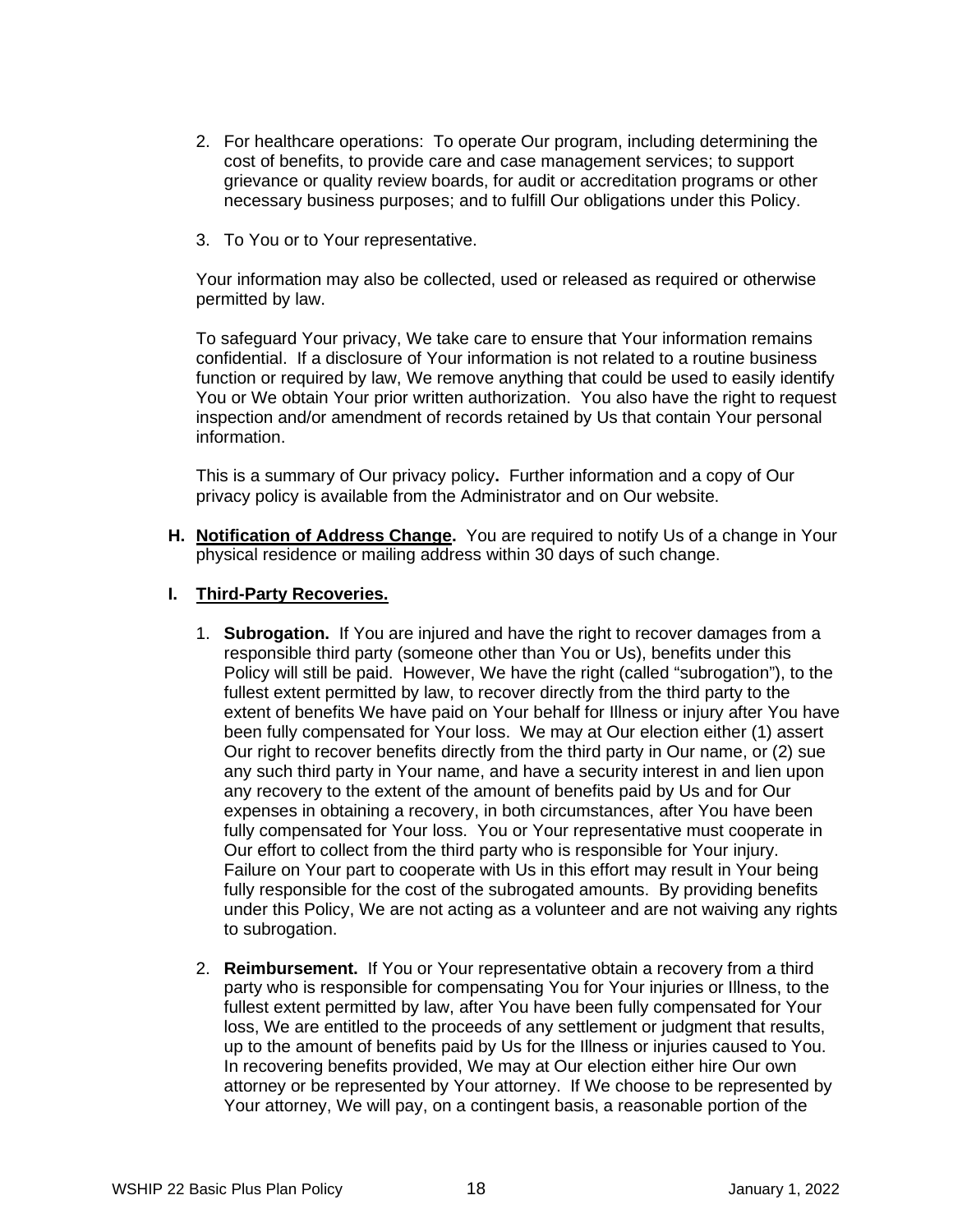2. For healthcare operations: To operate Our program, including determining the cost of benefits, to provide care and case management services; to support grievance or quality review boards, for audit or accreditation programs or other necessary business purposes; and to fulfill Our obligations under this Policy.

3. To You or to Your representative.

Your information may also be collected, used or released as required or otherwise permitted by law.

To safeguard Your privacy, We take care to ensure that Your information remains confidential. If a disclosure of Your information is not related to a routine business function or required by law, We remove anything that could be used to easily identify You or We obtain Your prior written authorization. You also have the right to request inspection and/or amendment of records retained by Us that contain Your personal information.

This is a summary of Our privacy policy**.** Further information and a copy of Our privacy policy is available from the Administrator and on Our website.

**H. Notification of Address Change.** You are required to notify Us of a change in Your physical residence or mailing address within 30 days of such change.

**I. Third-Party Recoveries.**

1. **Subrogation.** If You are injured and have the right to recover damages from a responsible third party (someone other than You or Us), benefits under this Policy will still be paid. However, We have the right (called "subrogation"), to the fullest extent permitted by law, to recover directly from the third party to the extent of benefits We have paid on Your behalf for Illness or injury after You have been fully compensated for Your loss. We may at Our election either (1) assert Our right to recover benefits directly from the third party in Our name, or (2) sue any such third party in Your name, and have a security interest in and lien upon any recovery to the extent of the amount of benefits paid by Us and for Our expenses in obtaining a recovery, in both circumstances, after You have been fully compensated for Your loss. You or Your representative must cooperate in Our effort to collect from the third party who is responsible for Your injury. Failure on Your part to cooperate with Us in this effort may result in Your being fully responsible for the cost of the subrogated amounts. By providing benefits under this Policy, We are not acting as a volunteer and are not waiving any rights to subrogation.

2. **Reimbursement.** If You or Your representative obtain a recovery from a third party who is responsible for compensating You for Your injuries or Illness, to the fullest extent permitted by law, after You have been fully compensated for Your loss, We are entitled to the proceeds of any settlement or judgment that results, up to the amount of benefits paid by Us for the Illness or injuries caused to You. In recovering benefits provided, We may at Our election either hire Our own attorney or be represented by Your attorney. If We choose to be represented by Your attorney, We will pay, on a contingent basis, a reasonable portion of the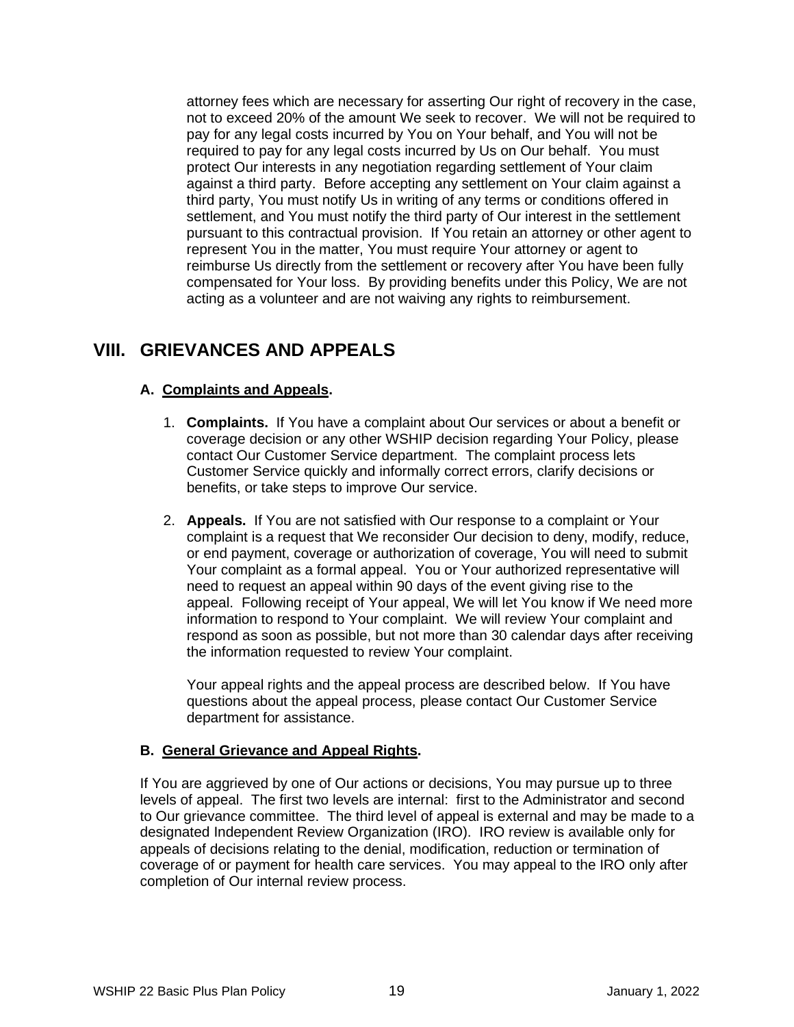attorney fees which are necessary for asserting Our right of recovery in the case, not to exceed 20% of the amount We seek to recover. We will not be required to pay for any legal costs incurred by You on Your behalf, and You will not be required to pay for any legal costs incurred by Us on Our behalf. You must protect Our interests in any negotiation regarding settlement of Your claim against a third party. Before accepting any settlement on Your claim against a third party, You must notify Us in writing of any terms or conditions offered in settlement, and You must notify the third party of Our interest in the settlement pursuant to this contractual provision. If You retain an attorney or other agent to represent You in the matter, You must require Your attorney or agent to reimburse Us directly from the settlement or recovery after You have been fully compensated for Your loss. By providing benefits under this Policy, We are not acting as a volunteer and are not waiving any rights to reimbursement.

# VIII. GRIEVANCES AND APPEALS

### A. Complaints and Appeals.

1. **Complaints.** If You have a complaint about Our services or about a benefit or coverage decision or any other WSHIP decision regarding Your Policy, please contact Our Customer Service department. The complaint process lets Customer Service quickly and informally correct errors, clarify decisions or benefits, or take steps to improve Our service.

2. **Appeals.** If You are not satisfied with Our response to a complaint or Your complaint is a request that We reconsider Our decision to deny, modify, reduce, or end payment, coverage or authorization of coverage, You will need to submit Your complaint as a formal appeal. You or Your authorized representative will need to request an appeal within 90 days of the event giving rise to the appeal. Following receipt of Your appeal, We will let You know if We need more information to respond to Your complaint. We will review Your complaint and respond as soon as possible, but not more than 30 calendar days after receiving the information requested to review Your complaint.

   Your appeal rights and the appeal process are described below. If You have questions about the appeal process, please contact Our Customer Service department for assistance.

### B. General Grievance and Appeal Rights.

If You are aggrieved by one of Our actions or decisions, You may pursue up to three levels of appeal. The first two levels are internal: first to the Administrator and second to Our grievance committee. The third level of appeal is external and may be made to a designated Independent Review Organization (IRO). IRO review is available only for appeals of decisions relating to the denial, modification, reduction or termination of coverage of or payment for health care services. You may appeal to the IRO only after completion of Our internal review process.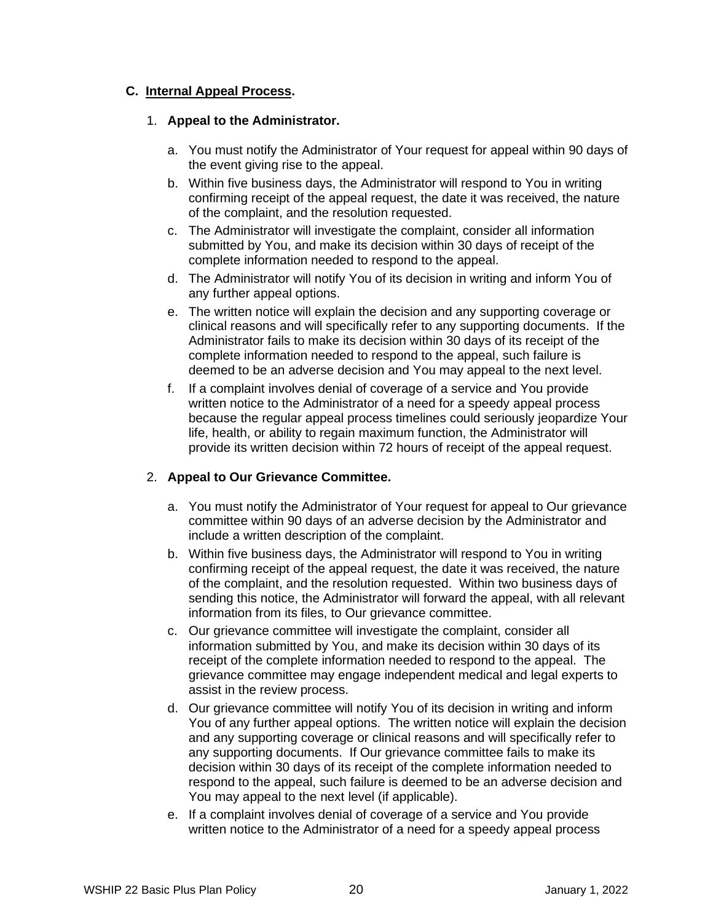### C. <u>Internal Appeal Process</u>.

1. **Appeal to the Administrator.**

   a. You must notify the Administrator of Your request for appeal within 90 days of the event giving rise to the appeal.

   b. Within five business days, the Administrator will respond to You in writing confirming receipt of the appeal request, the date it was received, the nature of the complaint, and the resolution requested.

   c. The Administrator will investigate the complaint, consider all information submitted by You, and make its decision within 30 days of receipt of the complete information needed to respond to the appeal.

   d. The Administrator will notify You of its decision in writing and inform You of any further appeal options.

   e. The written notice will explain the decision and any supporting coverage or clinical reasons and will specifically refer to any supporting documents. If the Administrator fails to make its decision within 30 days of its receipt of the complete information needed to respond to the appeal, such failure is deemed to be an adverse decision and You may appeal to the next level.

   f. If a complaint involves denial of coverage of a service and You provide written notice to the Administrator of a need for a speedy appeal process because the regular appeal process timelines could seriously jeopardize Your life, health, or ability to regain maximum function, the Administrator will provide its written decision within 72 hours of receipt of the appeal request.

2. **Appeal to Our Grievance Committee.**

   a. You must notify the Administrator of Your request for appeal to Our grievance committee within 90 days of an adverse decision by the Administrator and include a written description of the complaint.

   b. Within five business days, the Administrator will respond to You in writing confirming receipt of the appeal request, the date it was received, the nature of the complaint, and the resolution requested. Within two business days of sending this notice, the Administrator will forward the appeal, with all relevant information from its files, to Our grievance committee.

   c. Our grievance committee will investigate the complaint, consider all information submitted by You, and make its decision within 30 days of its receipt of the complete information needed to respond to the appeal. The grievance committee may engage independent medical and legal experts to assist in the review process.

   d. Our grievance committee will notify You of its decision in writing and inform You of any further appeal options. The written notice will explain the decision and any supporting coverage or clinical reasons and will specifically refer to any supporting documents. If Our grievance committee fails to make its decision within 30 days of its receipt of the complete information needed to respond to the appeal, such failure is deemed to be an adverse decision and You may appeal to the next level (if applicable).

   e. If a complaint involves denial of coverage of a service and You provide written notice to the Administrator of a need for a speedy appeal process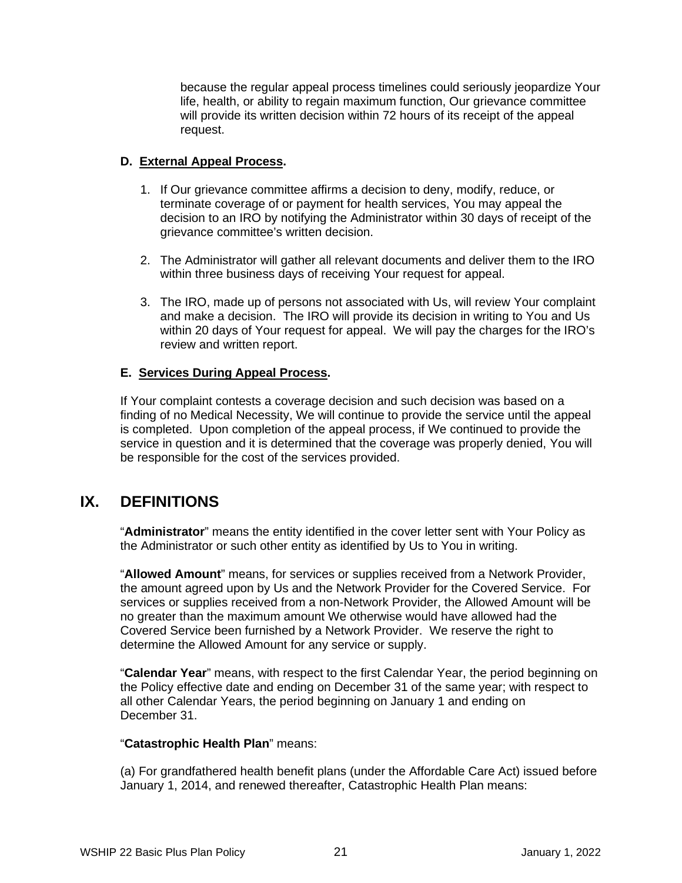because the regular appeal process timelines could seriously jeopardize Your life, health, or ability to regain maximum function, Our grievance committee will provide its written decision within 72 hours of its receipt of the appeal request.

### D. External Appeal Process.

1. If Our grievance committee affirms a decision to deny, modify, reduce, or terminate coverage of or payment for health services, You may appeal the decision to an IRO by notifying the Administrator within 30 days of receipt of the grievance committee's written decision.

2. The Administrator will gather all relevant documents and deliver them to the IRO within three business days of receiving Your request for appeal.

3. The IRO, made up of persons not associated with Us, will review Your complaint and make a decision. The IRO will provide its decision in writing to You and Us within 20 days of Your request for appeal. We will pay the charges for the IRO's review and written report.

### E. Services During Appeal Process.

If Your complaint contests a coverage decision and such decision was based on a finding of no Medical Necessity, We will continue to provide the service until the appeal is completed. Upon completion of the appeal process, if We continued to provide the service in question and it is determined that the coverage was properly denied, You will be responsible for the cost of the services provided.

## IX. DEFINITIONS

"**Administrator**" means the entity identified in the cover letter sent with Your Policy as the Administrator or such other entity as identified by Us to You in writing.

"**Allowed Amount**" means, for services or supplies received from a Network Provider, the amount agreed upon by Us and the Network Provider for the Covered Service. For services or supplies received from a non-Network Provider, the Allowed Amount will be no greater than the maximum amount We otherwise would have allowed had the Covered Service been furnished by a Network Provider. We reserve the right to determine the Allowed Amount for any service or supply.

"**Calendar Year**" means, with respect to the first Calendar Year, the period beginning on the Policy effective date and ending on December 31 of the same year; with respect to all other Calendar Years, the period beginning on January 1 and ending on December 31.

"**Catastrophic Health Plan**" means:

(a) For grandfathered health benefit plans (under the Affordable Care Act) issued before January 1, 2014, and renewed thereafter, Catastrophic Health Plan means: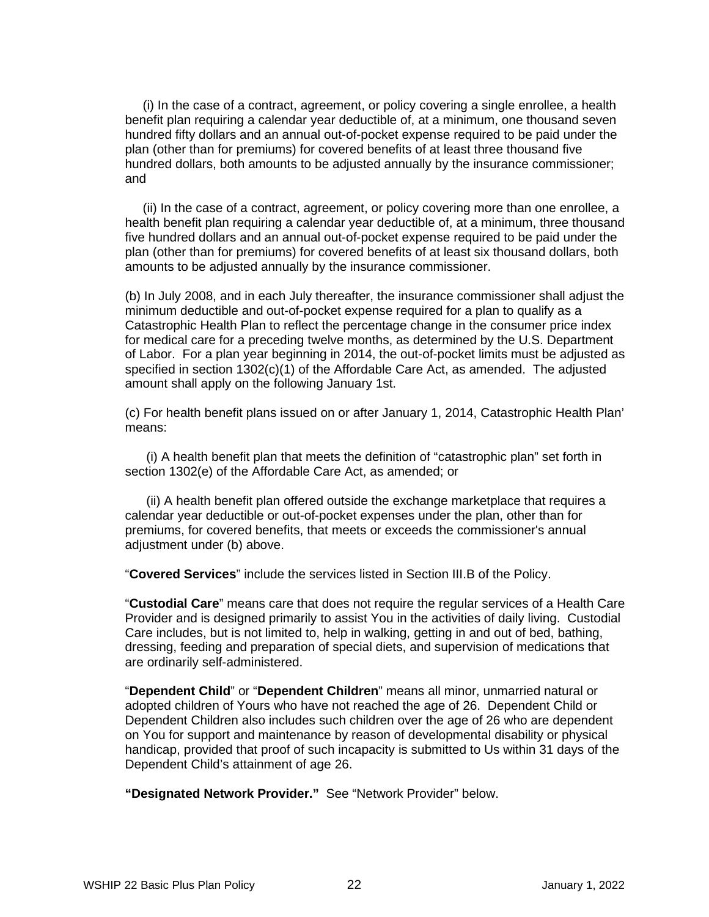(i) In the case of a contract, agreement, or policy covering a single enrollee, a health benefit plan requiring a calendar year deductible of, at a minimum, one thousand seven hundred fifty dollars and an annual out-of-pocket expense required to be paid under the plan (other than for premiums) for covered benefits of at least three thousand five hundred dollars, both amounts to be adjusted annually by the insurance commissioner; and

(ii) In the case of a contract, agreement, or policy covering more than one enrollee, a health benefit plan requiring a calendar year deductible of, at a minimum, three thousand five hundred dollars and an annual out-of-pocket expense required to be paid under the plan (other than for premiums) for covered benefits of at least six thousand dollars, both amounts to be adjusted annually by the insurance commissioner.

(b) In July 2008, and in each July thereafter, the insurance commissioner shall adjust the minimum deductible and out-of-pocket expense required for a plan to qualify as a Catastrophic Health Plan to reflect the percentage change in the consumer price index for medical care for a preceding twelve months, as determined by the U.S. Department of Labor. For a plan year beginning in 2014, the out-of-pocket limits must be adjusted as specified in section 1302(c)(1) of the Affordable Care Act, as amended. The adjusted amount shall apply on the following January 1st.

(c) For health benefit plans issued on or after January 1, 2014, Catastrophic Health Plan' means:

(i) A health benefit plan that meets the definition of "catastrophic plan" set forth in section 1302(e) of the Affordable Care Act, as amended; or

(ii) A health benefit plan offered outside the exchange marketplace that requires a calendar year deductible or out-of-pocket expenses under the plan, other than for premiums, for covered benefits, that meets or exceeds the commissioner's annual adjustment under (b) above.

"**Covered Services**" include the services listed in Section III.B of the Policy.

"**Custodial Care**" means care that does not require the regular services of a Health Care Provider and is designed primarily to assist You in the activities of daily living. Custodial Care includes, but is not limited to, help in walking, getting in and out of bed, bathing, dressing, feeding and preparation of special diets, and supervision of medications that are ordinarily self-administered.

"**Dependent Child**" or "**Dependent Children**" means all minor, unmarried natural or adopted children of Yours who have not reached the age of 26. Dependent Child or Dependent Children also includes such children over the age of 26 who are dependent on You for support and maintenance by reason of developmental disability or physical handicap, provided that proof of such incapacity is submitted to Us within 31 days of the Dependent Child's attainment of age 26.

**"Designated Network Provider."** See "Network Provider" below.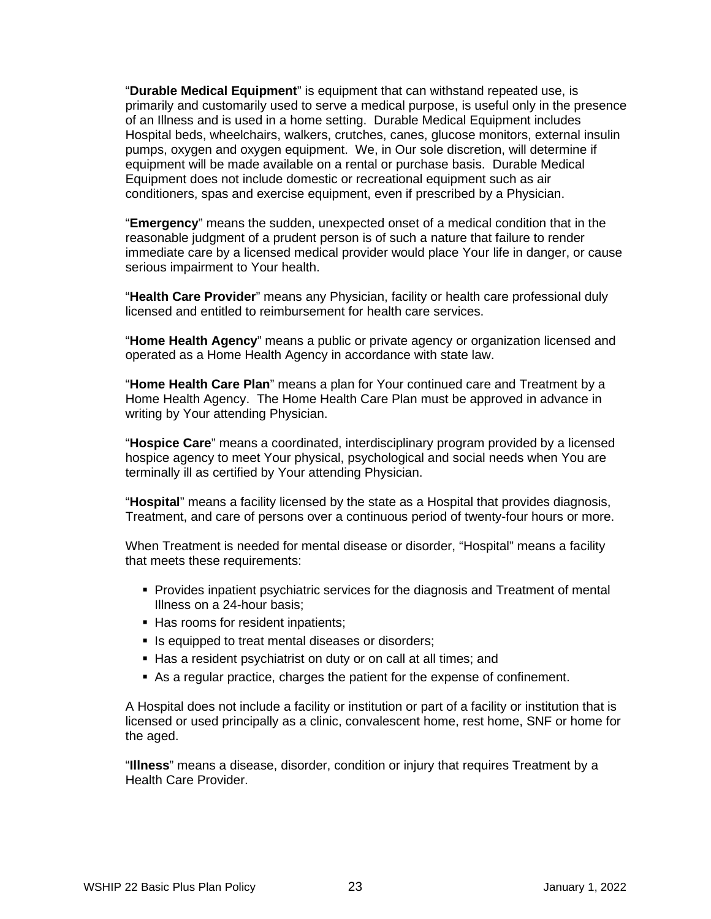"**Durable Medical Equipment**" is equipment that can withstand repeated use, is primarily and customarily used to serve a medical purpose, is useful only in the presence of an Illness and is used in a home setting. Durable Medical Equipment includes Hospital beds, wheelchairs, walkers, crutches, canes, glucose monitors, external insulin pumps, oxygen and oxygen equipment. We, in Our sole discretion, will determine if equipment will be made available on a rental or purchase basis. Durable Medical Equipment does not include domestic or recreational equipment such as air conditioners, spas and exercise equipment, even if prescribed by a Physician.

"**Emergency**" means the sudden, unexpected onset of a medical condition that in the reasonable judgment of a prudent person is of such a nature that failure to render immediate care by a licensed medical provider would place Your life in danger, or cause serious impairment to Your health.

"**Health Care Provider**" means any Physician, facility or health care professional duly licensed and entitled to reimbursement for health care services.

"**Home Health Agency**" means a public or private agency or organization licensed and operated as a Home Health Agency in accordance with state law.

"**Home Health Care Plan**" means a plan for Your continued care and Treatment by a Home Health Agency. The Home Health Care Plan must be approved in advance in writing by Your attending Physician.

"**Hospice Care**" means a coordinated, interdisciplinary program provided by a licensed hospice agency to meet Your physical, psychological and social needs when You are terminally ill as certified by Your attending Physician.

"**Hospital**" means a facility licensed by the state as a Hospital that provides diagnosis, Treatment, and care of persons over a continuous period of twenty-four hours or more.

When Treatment is needed for mental disease or disorder, "Hospital" means a facility that meets these requirements:

- Provides inpatient psychiatric services for the diagnosis and Treatment of mental Illness on a 24-hour basis;
- Has rooms for resident inpatients;
- Is equipped to treat mental diseases or disorders;
- Has a resident psychiatrist on duty or on call at all times; and
- As a regular practice, charges the patient for the expense of confinement.

A Hospital does not include a facility or institution or part of a facility or institution that is licensed or used principally as a clinic, convalescent home, rest home, SNF or home for the aged.

"**Illness**" means a disease, disorder, condition or injury that requires Treatment by a Health Care Provider.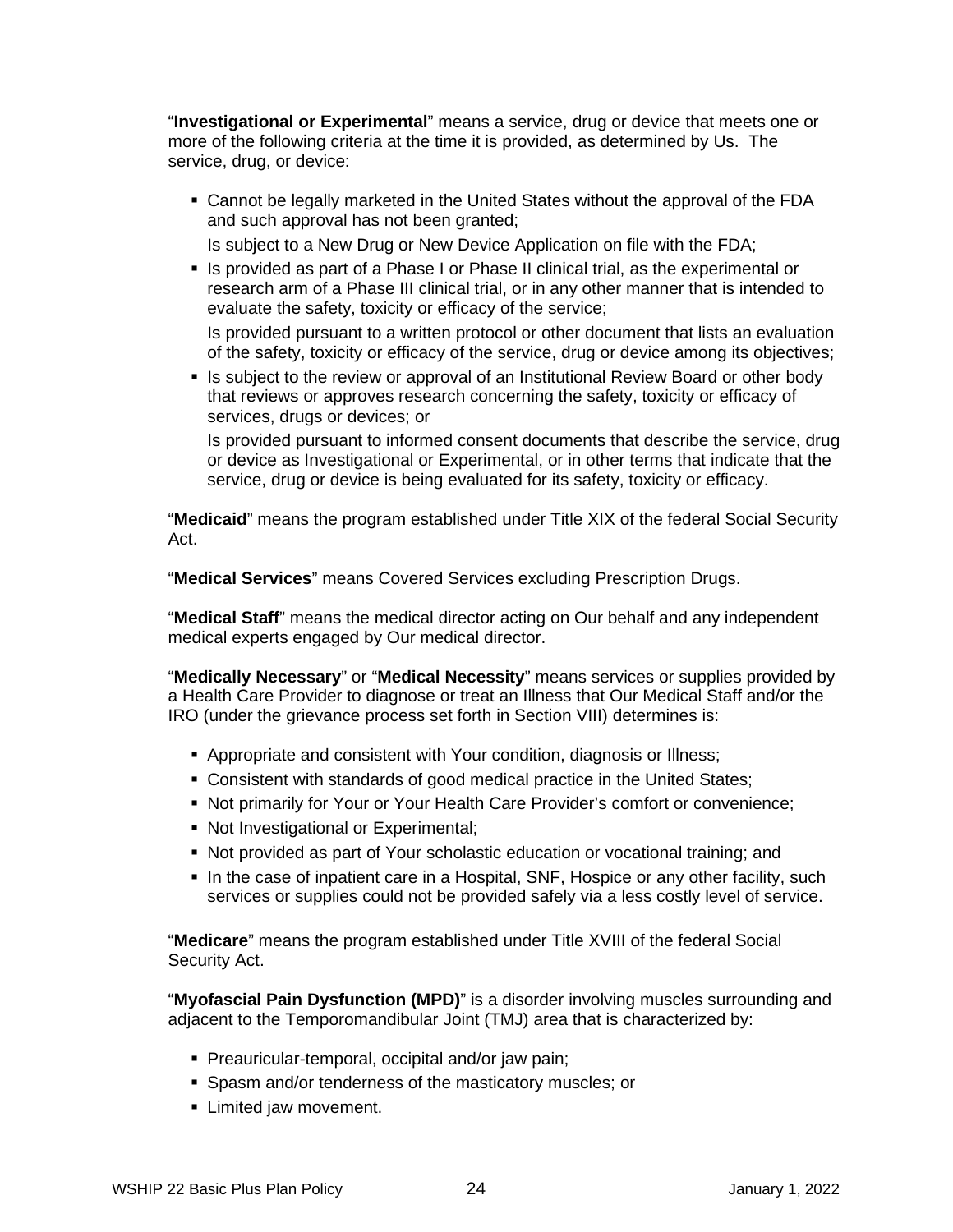"**Investigational or Experimental**" means a service, drug or device that meets one or more of the following criteria at the time it is provided, as determined by Us. The service, drug, or device:

- Cannot be legally marketed in the United States without the approval of the FDA and such approval has not been granted;

  Is subject to a New Drug or New Device Application on file with the FDA;
- Is provided as part of a Phase I or Phase II clinical trial, as the experimental or research arm of a Phase III clinical trial, or in any other manner that is intended to evaluate the safety, toxicity or efficacy of the service;

  Is provided pursuant to a written protocol or other document that lists an evaluation of the safety, toxicity or efficacy of the service, drug or device among its objectives;
- Is subject to the review or approval of an Institutional Review Board or other body that reviews or approves research concerning the safety, toxicity or efficacy of services, drugs or devices; or

  Is provided pursuant to informed consent documents that describe the service, drug or device as Investigational or Experimental, or in other terms that indicate that the service, drug or device is being evaluated for its safety, toxicity or efficacy.

"**Medicaid**" means the program established under Title XIX of the federal Social Security Act.

"**Medical Services**" means Covered Services excluding Prescription Drugs.

"**Medical Staff**" means the medical director acting on Our behalf and any independent medical experts engaged by Our medical director.

"**Medically Necessary**" or "**Medical Necessity**" means services or supplies provided by a Health Care Provider to diagnose or treat an Illness that Our Medical Staff and/or the IRO (under the grievance process set forth in Section VIII) determines is:

- Appropriate and consistent with Your condition, diagnosis or Illness;
- Consistent with standards of good medical practice in the United States;
- Not primarily for Your or Your Health Care Provider's comfort or convenience;
- Not Investigational or Experimental;
- Not provided as part of Your scholastic education or vocational training; and
- In the case of inpatient care in a Hospital, SNF, Hospice or any other facility, such services or supplies could not be provided safely via a less costly level of service.

"**Medicare**" means the program established under Title XVIII of the federal Social Security Act.

"**Myofascial Pain Dysfunction (MPD)**" is a disorder involving muscles surrounding and adjacent to the Temporomandibular Joint (TMJ) area that is characterized by:

- Preauricular-temporal, occipital and/or jaw pain;
- Spasm and/or tenderness of the masticatory muscles; or
- Limited jaw movement.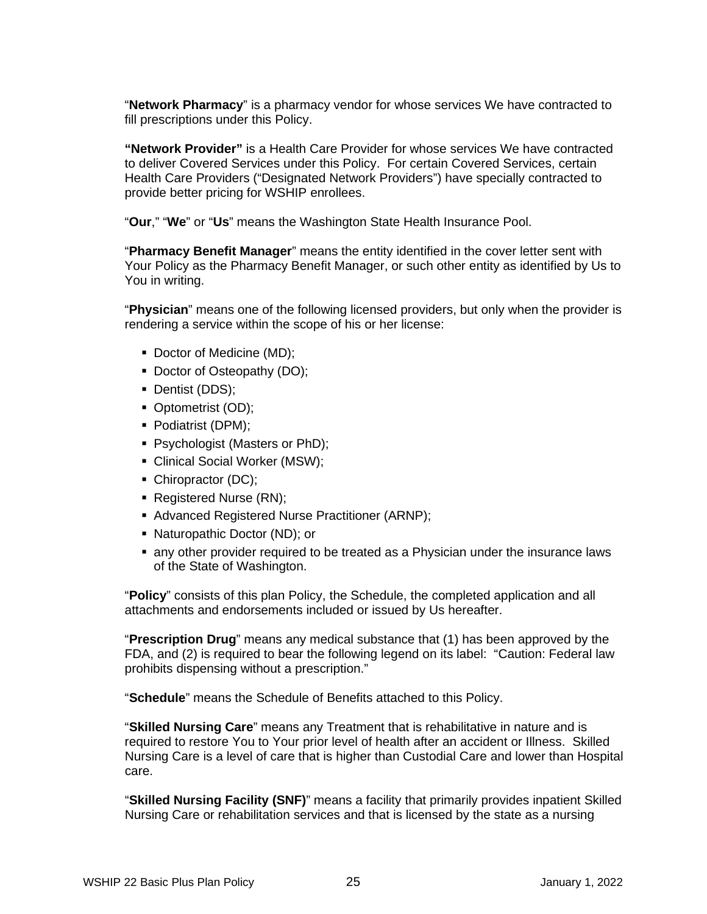"**Network Pharmacy**" is a pharmacy vendor for whose services We have contracted to fill prescriptions under this Policy.

**"Network Provider"** is a Health Care Provider for whose services We have contracted to deliver Covered Services under this Policy. For certain Covered Services, certain Health Care Providers ("Designated Network Providers") have specially contracted to provide better pricing for WSHIP enrollees.

"**Our**," "**We**" or "**Us**" means the Washington State Health Insurance Pool.

"**Pharmacy Benefit Manager**" means the entity identified in the cover letter sent with Your Policy as the Pharmacy Benefit Manager, or such other entity as identified by Us to You in writing.

"**Physician**" means one of the following licensed providers, but only when the provider is rendering a service within the scope of his or her license:

- Doctor of Medicine (MD);
- Doctor of Osteopathy (DO);
- Dentist (DDS);
- Optometrist (OD);
- Podiatrist (DPM);
- Psychologist (Masters or PhD);
- Clinical Social Worker (MSW);
- Chiropractor (DC);
- Registered Nurse (RN);
- Advanced Registered Nurse Practitioner (ARNP);
- Naturopathic Doctor (ND); or
- any other provider required to be treated as a Physician under the insurance laws of the State of Washington.

"**Policy**" consists of this plan Policy, the Schedule, the completed application and all attachments and endorsements included or issued by Us hereafter.

"**Prescription Drug**" means any medical substance that (1) has been approved by the FDA, and (2) is required to bear the following legend on its label: "Caution: Federal law prohibits dispensing without a prescription."

"**Schedule**" means the Schedule of Benefits attached to this Policy.

"**Skilled Nursing Care**" means any Treatment that is rehabilitative in nature and is required to restore You to Your prior level of health after an accident or Illness. Skilled Nursing Care is a level of care that is higher than Custodial Care and lower than Hospital care.

"**Skilled Nursing Facility (SNF)**" means a facility that primarily provides inpatient Skilled Nursing Care or rehabilitation services and that is licensed by the state as a nursing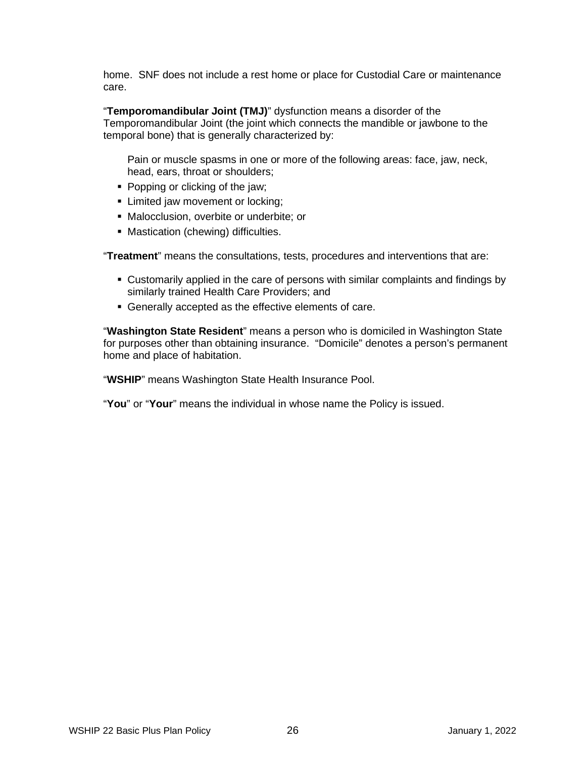home. SNF does not include a rest home or place for Custodial Care or maintenance care.

"**Temporomandibular Joint (TMJ)**" dysfunction means a disorder of the Temporomandibular Joint (the joint which connects the mandible or jawbone to the temporal bone) that is generally characterized by:

Pain or muscle spasms in one or more of the following areas: face, jaw, neck, head, ears, throat or shoulders;

- Popping or clicking of the jaw;
- Limited jaw movement or locking;
- Malocclusion, overbite or underbite; or
- Mastication (chewing) difficulties.

"**Treatment**" means the consultations, tests, procedures and interventions that are:

- Customarily applied in the care of persons with similar complaints and findings by similarly trained Health Care Providers; and
- Generally accepted as the effective elements of care.

"**Washington State Resident**" means a person who is domiciled in Washington State for purposes other than obtaining insurance. "Domicile" denotes a person's permanent home and place of habitation.

"**WSHIP**" means Washington State Health Insurance Pool.

"**You**" or "**Your**" means the individual in whose name the Policy is issued.